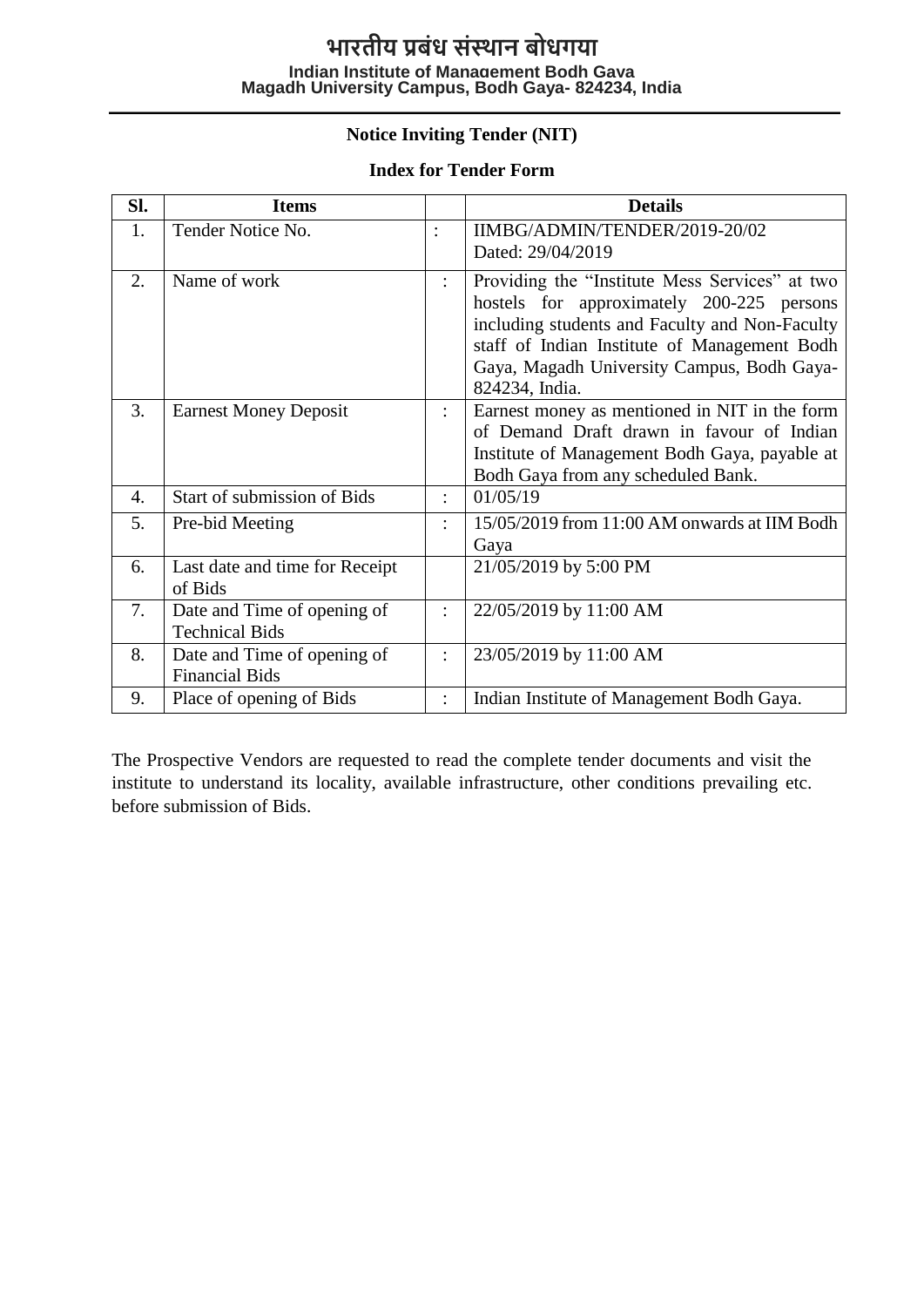# भारतीय प्रबंध संस्थान बोधगया

**Indian Institute of Management Bodh Gaya**
**Magadh University Campus, Bodh Gaya- 824234, India**

---

## Notice Inviting Tender (NIT)

### Index for Tender Form

| Sl. | Items | | Details |
|---|---|---|---|
| 1. | Tender Notice No. | : | IIMBG/ADMIN/TENDER/2019-20/02<br>Dated: 29/04/2019 |
| 2. | Name of work | : | Providing the "Institute Mess Services" at two hostels for approximately 200-225 persons including students and Faculty and Non-Faculty staff of Indian Institute of Management Bodh Gaya, Magadh University Campus, Bodh Gaya-824234, India. |
| 3. | Earnest Money Deposit | : | Earnest money as mentioned in NIT in the form of Demand Draft drawn in favour of Indian Institute of Management Bodh Gaya, payable at Bodh Gaya from any scheduled Bank. |
| 4. | Start of submission of Bids | : | 01/05/19 |
| 5. | Pre-bid Meeting | : | 15/05/2019 from 11:00 AM onwards at IIM Bodh Gaya |
| 6. | Last date and time for Receipt of Bids | | 21/05/2019 by 5:00 PM |
| 7. | Date and Time of opening of Technical Bids | : | 22/05/2019 by 11:00 AM |
| 8. | Date and Time of opening of Financial Bids | : | 23/05/2019 by 11:00 AM |
| 9. | Place of opening of Bids | : | Indian Institute of Management Bodh Gaya. |

The Prospective Vendors are requested to read the complete tender documents and visit the institute to understand its locality, available infrastructure, other conditions prevailing etc. before submission of Bids.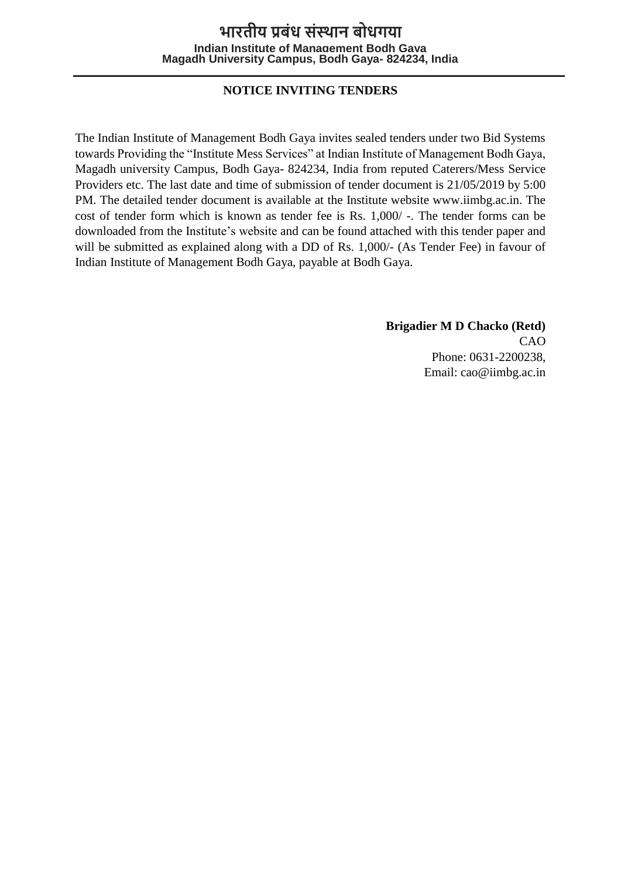# भारतीय प्रबंध संस्थान बोधगया

**Indian Institute of Management Bodh Gaya**
**Magadh University Campus, Bodh Gaya- 824234, India**

---

## NOTICE INVITING TENDERS

The Indian Institute of Management Bodh Gaya invites sealed tenders under two Bid Systems towards Providing the "Institute Mess Services" at Indian Institute of Management Bodh Gaya, Magadh university Campus, Bodh Gaya- 824234, India from reputed Caterers/Mess Service Providers etc. The last date and time of submission of tender document is 21/05/2019 by 5:00 PM. The detailed tender document is available at the Institute website www.iimbg.ac.in. The cost of tender form which is known as tender fee is Rs. 1,000/ -. The tender forms can be downloaded from the Institute's website and can be found attached with this tender paper and will be submitted as explained along with a DD of Rs. 1,000/- (As Tender Fee) in favour of Indian Institute of Management Bodh Gaya, payable at Bodh Gaya.

**Brigadier M D Chacko (Retd)**
CAO
Phone: 0631-2200238,
Email: cao@iimbg.ac.in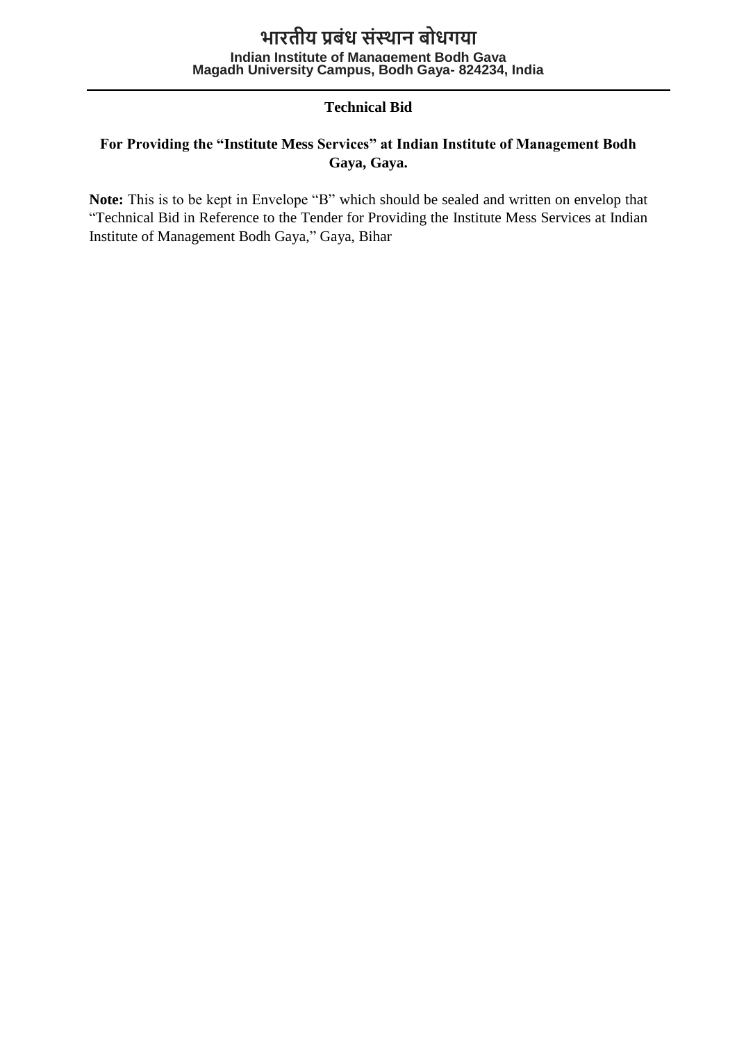# भारतीय प्रबंध संस्थान बोधगया

**Indian Institute of Management Bodh Gaya**
**Magadh University Campus, Bodh Gaya- 824234, India**

---

## Technical Bid

### For Providing the "Institute Mess Services" at Indian Institute of Management Bodh Gaya, Gaya.

**Note:** This is to be kept in Envelope "B" which should be sealed and written on envelop that "Technical Bid in Reference to the Tender for Providing the Institute Mess Services at Indian Institute of Management Bodh Gaya," Gaya, Bihar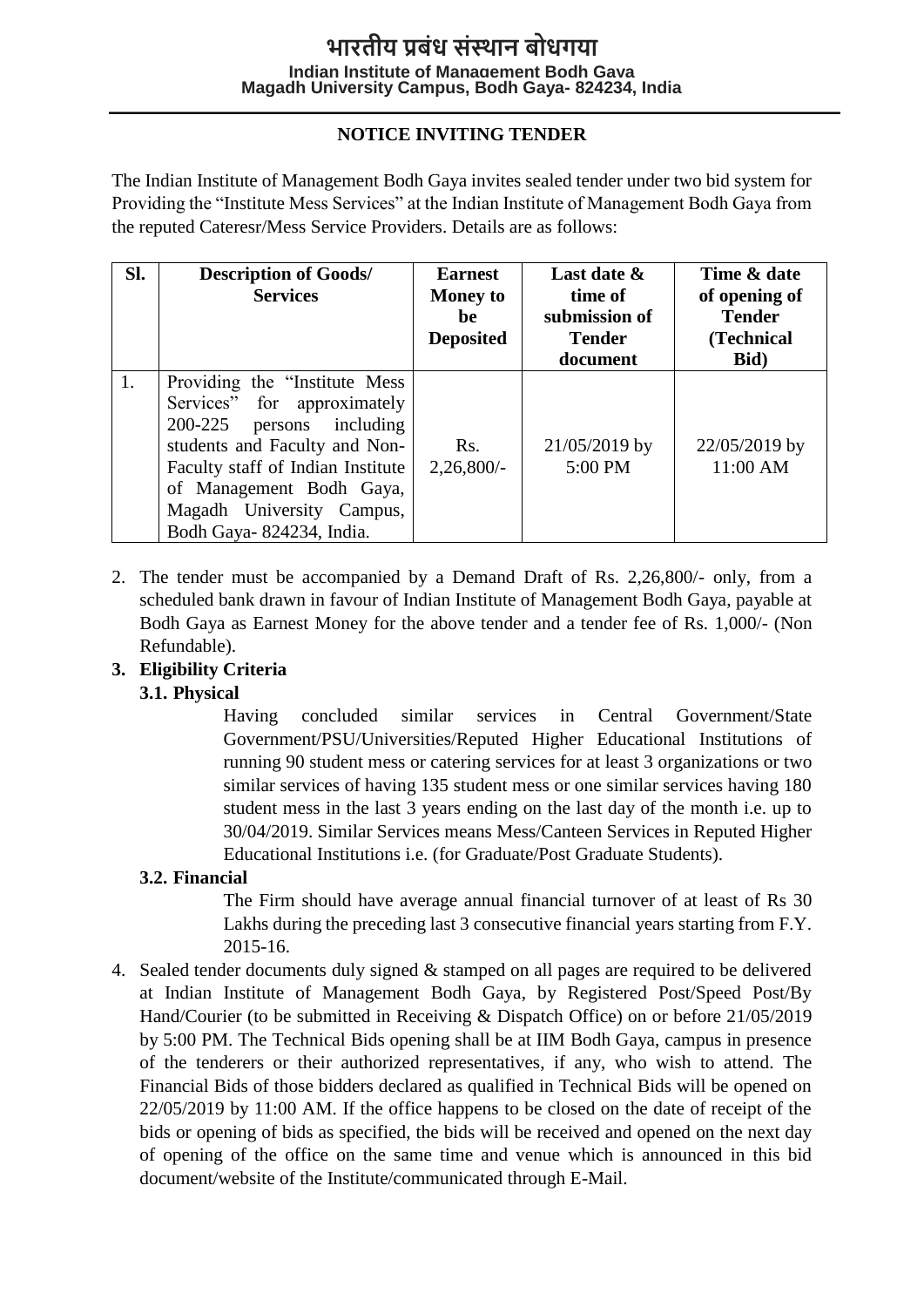# भारतीय प्रबंध संस्थान बोधगया

**Indian Institute of Management Bodh Gaya**
**Magadh University Campus, Bodh Gaya- 824234, India**

## NOTICE INVITING TENDER

The Indian Institute of Management Bodh Gaya invites sealed tender under two bid system for Providing the "Institute Mess Services" at the Indian Institute of Management Bodh Gaya from the reputed Cateresr/Mess Service Providers. Details are as follows:

| Sl. | Description of Goods/ Services | Earnest Money to be Deposited | Last date & time of submission of Tender document | Time & date of opening of Tender (Technical Bid) |
|---|---|---|---|---|
| 1. | Providing the "Institute Mess Services" for approximately 200-225 persons including students and Faculty and Non-Faculty staff of Indian Institute of Management Bodh Gaya, Magadh University Campus, Bodh Gaya- 824234, India. | Rs. 2,26,800/- | 21/05/2019 by 5:00 PM | 22/05/2019 by 11:00 AM |

2. The tender must be accompanied by a Demand Draft of Rs. 2,26,800/- only, from a scheduled bank drawn in favour of Indian Institute of Management Bodh Gaya, payable at Bodh Gaya as Earnest Money for the above tender and a tender fee of Rs. 1,000/- (Non Refundable).

3. **Eligibility Criteria**

   **3.1. Physical**

   Having concluded similar services in Central Government/State Government/PSU/Universities/Reputed Higher Educational Institutions of running 90 student mess or catering services for at least 3 organizations or two similar services of having 135 student mess or one similar services having 180 student mess in the last 3 years ending on the last day of the month i.e. up to 30/04/2019. Similar Services means Mess/Canteen Services in Reputed Higher Educational Institutions i.e. (for Graduate/Post Graduate Students).

   **3.2. Financial**

   The Firm should have average annual financial turnover of at least of Rs 30 Lakhs during the preceding last 3 consecutive financial years starting from F.Y. 2015-16.

4. Sealed tender documents duly signed & stamped on all pages are required to be delivered at Indian Institute of Management Bodh Gaya, by Registered Post/Speed Post/By Hand/Courier (to be submitted in Receiving & Dispatch Office) on or before 21/05/2019 by 5:00 PM. The Technical Bids opening shall be at IIM Bodh Gaya, campus in presence of the tenderers or their authorized representatives, if any, who wish to attend. The Financial Bids of those bidders declared as qualified in Technical Bids will be opened on 22/05/2019 by 11:00 AM. If the office happens to be closed on the date of receipt of the bids or opening of bids as specified, the bids will be received and opened on the next day of opening of the office on the same time and venue which is announced in this bid document/website of the Institute/communicated through E-Mail.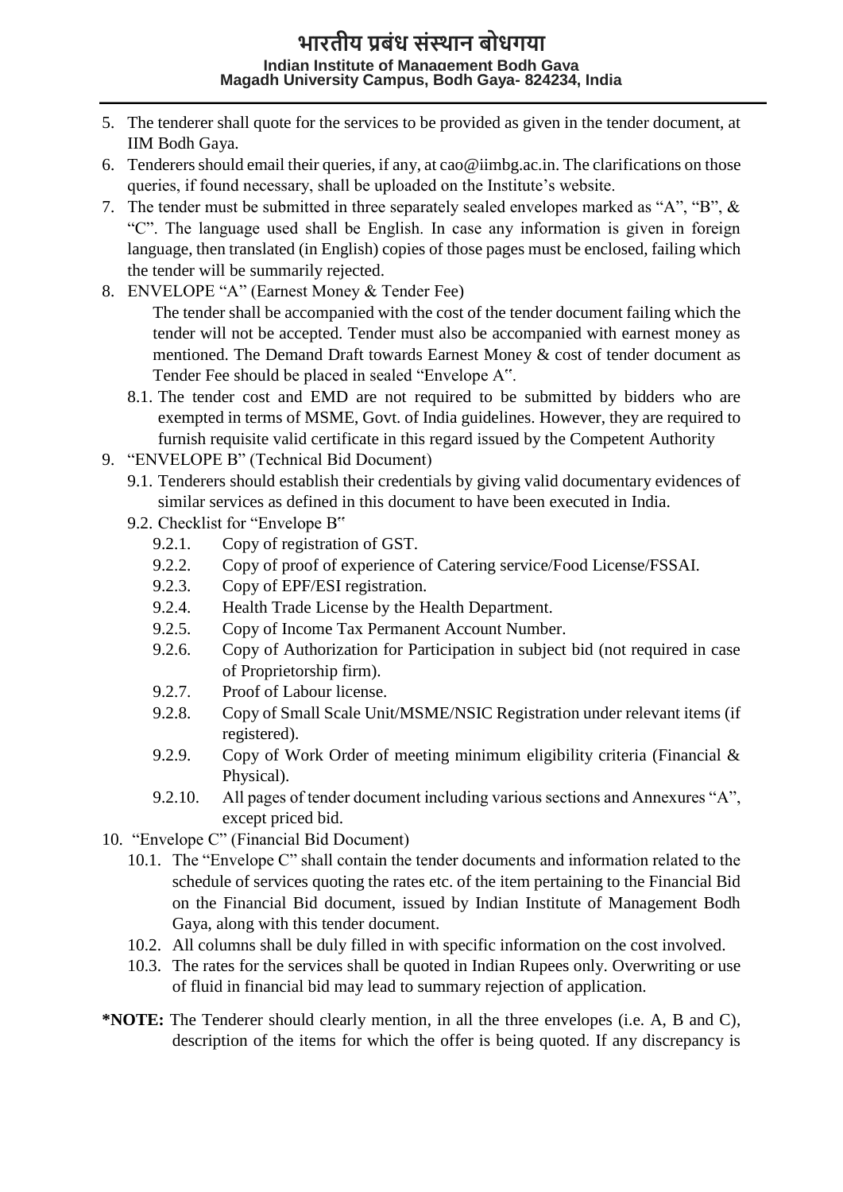5. The tenderer shall quote for the services to be provided as given in the tender document, at IIM Bodh Gaya.
6. Tenderers should email their queries, if any, at cao@iimbg.ac.in. The clarifications on those queries, if found necessary, shall be uploaded on the Institute's website.
7. The tender must be submitted in three separately sealed envelopes marked as "A", "B", & "C". The language used shall be English. In case any information is given in foreign language, then translated (in English) copies of those pages must be enclosed, failing which the tender will be summarily rejected.
8. ENVELOPE "A" (Earnest Money & Tender Fee)

   The tender shall be accompanied with the cost of the tender document failing which the tender will not be accepted. Tender must also be accompanied with earnest money as mentioned. The Demand Draft towards Earnest Money & cost of tender document as Tender Fee should be placed in sealed "Envelope A".

   8.1. The tender cost and EMD are not required to be submitted by bidders who are exempted in terms of MSME, Govt. of India guidelines. However, they are required to furnish requisite valid certificate in this regard issued by the Competent Authority
9. "ENVELOPE B" (Technical Bid Document)
   9.1. Tenderers should establish their credentials by giving valid documentary evidences of similar services as defined in this document to have been executed in India.
   9.2. Checklist for "Envelope B"
      9.2.1. Copy of registration of GST.
      9.2.2. Copy of proof of experience of Catering service/Food License/FSSAI.
      9.2.3. Copy of EPF/ESI registration.
      9.2.4. Health Trade License by the Health Department.
      9.2.5. Copy of Income Tax Permanent Account Number.
      9.2.6. Copy of Authorization for Participation in subject bid (not required in case of Proprietorship firm).
      9.2.7. Proof of Labour license.
      9.2.8. Copy of Small Scale Unit/MSME/NSIC Registration under relevant items (if registered).
      9.2.9. Copy of Work Order of meeting minimum eligibility criteria (Financial & Physical).
      9.2.10. All pages of tender document including various sections and Annexures "A", except priced bid.
10. "Envelope C" (Financial Bid Document)
   10.1. The "Envelope C" shall contain the tender documents and information related to the schedule of services quoting the rates etc. of the item pertaining to the Financial Bid on the Financial Bid document, issued by Indian Institute of Management Bodh Gaya, along with this tender document.
   10.2. All columns shall be duly filled in with specific information on the cost involved.
   10.3. The rates for the services shall be quoted in Indian Rupees only. Overwriting or use of fluid in financial bid may lead to summary rejection of application.

**\*NOTE:** The Tenderer should clearly mention, in all the three envelopes (i.e. A, B and C), description of the items for which the offer is being quoted. If any discrepancy is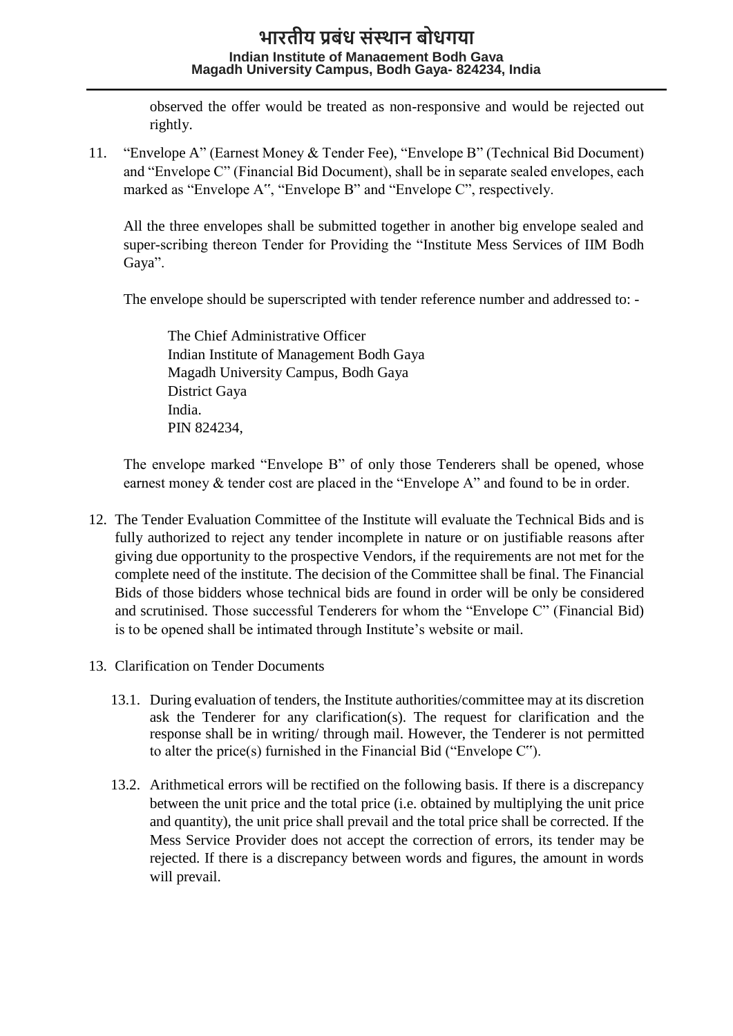observed the offer would be treated as non-responsive and would be rejected out rightly.

11. "Envelope A" (Earnest Money & Tender Fee), "Envelope B" (Technical Bid Document) and "Envelope C" (Financial Bid Document), shall be in separate sealed envelopes, each marked as "Envelope A‟, "Envelope B" and "Envelope C", respectively.

    All the three envelopes shall be submitted together in another big envelope sealed and super-scribing thereon Tender for Providing the "Institute Mess Services of IIM Bodh Gaya".

    The envelope should be superscripted with tender reference number and addressed to: -

    The Chief Administrative Officer
    Indian Institute of Management Bodh Gaya
    Magadh University Campus, Bodh Gaya
    District Gaya
    India.
    PIN 824234,

    The envelope marked "Envelope B" of only those Tenderers shall be opened, whose earnest money & tender cost are placed in the "Envelope A" and found to be in order.

12. The Tender Evaluation Committee of the Institute will evaluate the Technical Bids and is fully authorized to reject any tender incomplete in nature or on justifiable reasons after giving due opportunity to the prospective Vendors, if the requirements are not met for the complete need of the institute. The decision of the Committee shall be final. The Financial Bids of those bidders whose technical bids are found in order will be only be considered and scrutinised. Those successful Tenderers for whom the "Envelope C" (Financial Bid) is to be opened shall be intimated through Institute's website or mail.

13. Clarification on Tender Documents

    13.1. During evaluation of tenders, the Institute authorities/committee may at its discretion ask the Tenderer for any clarification(s). The request for clarification and the response shall be in writing/ through mail. However, the Tenderer is not permitted to alter the price(s) furnished in the Financial Bid ("Envelope C‟).

    13.2. Arithmetical errors will be rectified on the following basis. If there is a discrepancy between the unit price and the total price (i.e. obtained by multiplying the unit price and quantity), the unit price shall prevail and the total price shall be corrected. If the Mess Service Provider does not accept the correction of errors, its tender may be rejected. If there is a discrepancy between words and figures, the amount in words will prevail.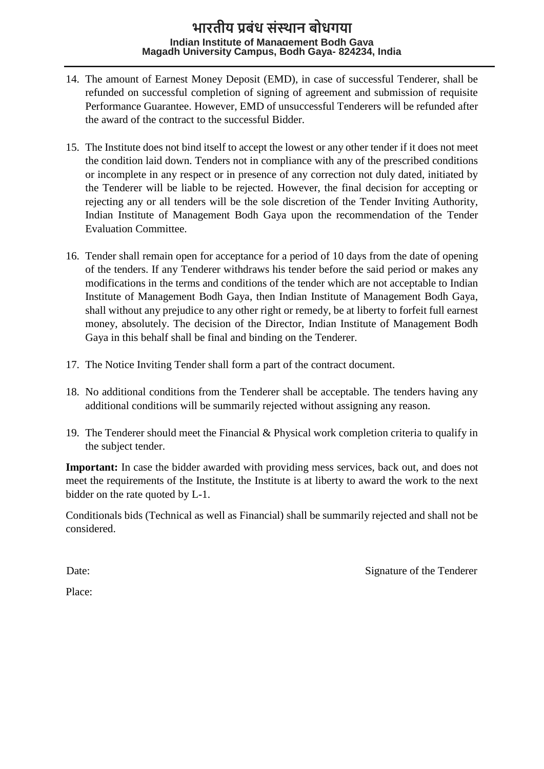14. The amount of Earnest Money Deposit (EMD), in case of successful Tenderer, shall be refunded on successful completion of signing of agreement and submission of requisite Performance Guarantee. However, EMD of unsuccessful Tenderers will be refunded after the award of the contract to the successful Bidder.

15. The Institute does not bind itself to accept the lowest or any other tender if it does not meet the condition laid down. Tenders not in compliance with any of the prescribed conditions or incomplete in any respect or in presence of any correction not duly dated, initiated by the Tenderer will be liable to be rejected. However, the final decision for accepting or rejecting any or all tenders will be the sole discretion of the Tender Inviting Authority, Indian Institute of Management Bodh Gaya upon the recommendation of the Tender Evaluation Committee.

16. Tender shall remain open for acceptance for a period of 10 days from the date of opening of the tenders. If any Tenderer withdraws his tender before the said period or makes any modifications in the terms and conditions of the tender which are not acceptable to Indian Institute of Management Bodh Gaya, then Indian Institute of Management Bodh Gaya, shall without any prejudice to any other right or remedy, be at liberty to forfeit full earnest money, absolutely. The decision of the Director, Indian Institute of Management Bodh Gaya in this behalf shall be final and binding on the Tenderer.

17. The Notice Inviting Tender shall form a part of the contract document.

18. No additional conditions from the Tenderer shall be acceptable. The tenders having any additional conditions will be summarily rejected without assigning any reason.

19. The Tenderer should meet the Financial & Physical work completion criteria to qualify in the subject tender.

**Important:** In case the bidder awarded with providing mess services, back out, and does not meet the requirements of the Institute, the Institute is at liberty to award the work to the next bidder on the rate quoted by L-1.

Conditionals bids (Technical as well as Financial) shall be summarily rejected and shall not be considered.

Date: Signature of the Tenderer

Place: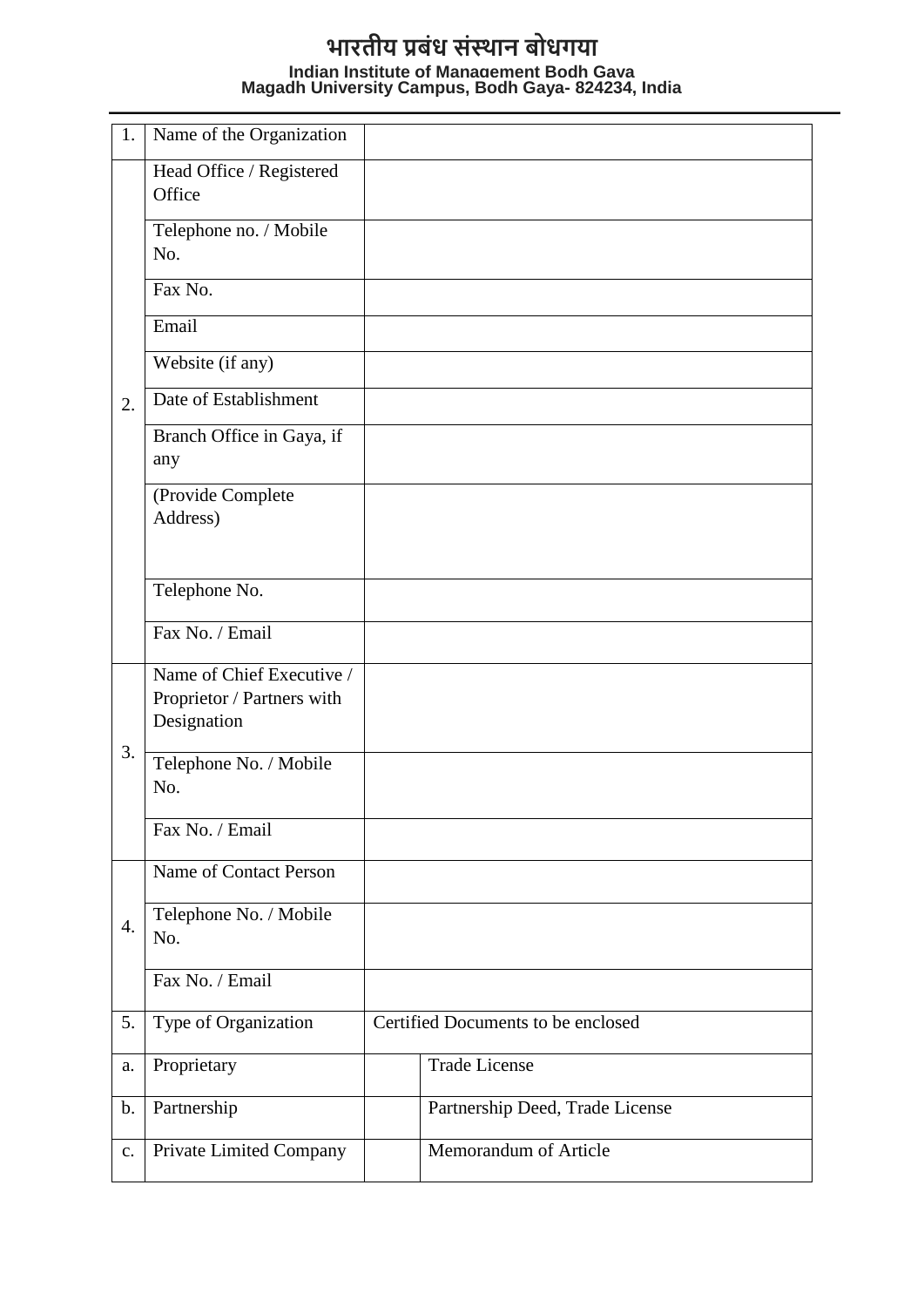# भारतीय प्रबंध संस्थान बोधगया

**Indian Institute of Management Bodh Gaya**
**Magadh University Campus, Bodh Gaya- 824234, India**

| | | | |
|---|---|---|---|
| 1. | Name of the Organization | | |
| 2. | Head Office / Registered Office | | |
| | Telephone no. / Mobile No. | | |
| | Fax No. | | |
| | Email | | |
| | Website (if any) | | |
| | Date of Establishment | | |
| | Branch Office in Gaya, if any | | |
| | (Provide Complete Address) | | |
| | Telephone No. | | |
| | Fax No. / Email | | |
| 3. | Name of Chief Executive / Proprietor / Partners with Designation | | |
| | Telephone No. / Mobile No. | | |
| | Fax No. / Email | | |
| 4. | Name of Contact Person | | |
| | Telephone No. / Mobile No. | | |
| | Fax No. / Email | | |
| 5. | Type of Organization | Certified Documents to be enclosed | |
| a. | Proprietary | | Trade License |
| b. | Partnership | | Partnership Deed, Trade License |
| c. | Private Limited Company | | Memorandum of Article |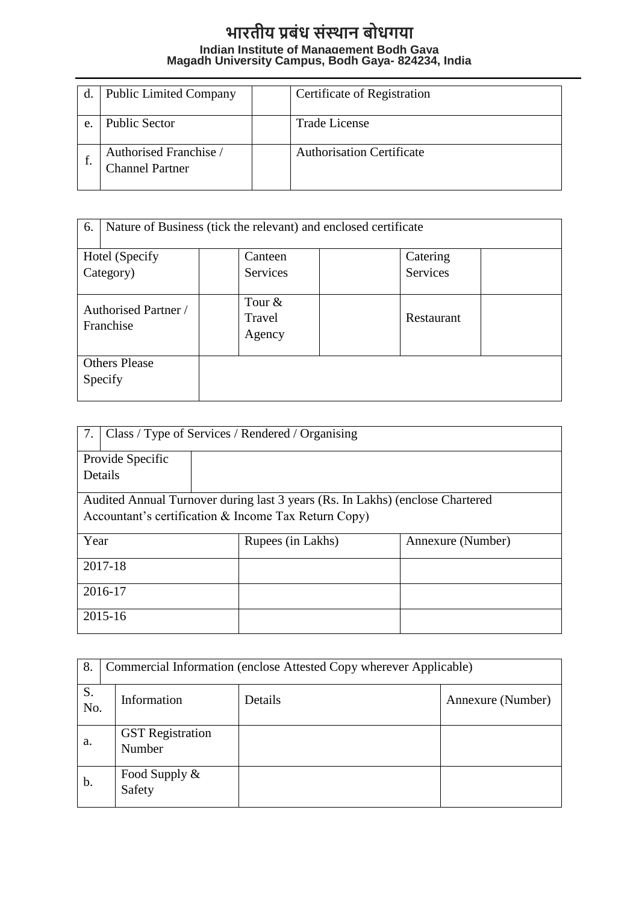| d. | Public Limited Company | | Certificate of Registration |
|---|---|---|---|
| e. | Public Sector | | Trade License |
| f. | Authorised Franchise / Channel Partner | | Authorisation Certificate |

| 6. Nature of Business (tick the relevant) and enclosed certificate | | | | | |
|---|---|---|---|---|---|
| Hotel (Specify Category) | | Canteen Services | | Catering Services | |
| Authorised Partner / Franchise | | Tour & Travel Agency | | Restaurant | |
| Others Please Specify | | | | | |

| 7. Class / Type of Services / Rendered / Organising | | |
|---|---|---|
| Provide Specific Details | | |
| Audited Annual Turnover during last 3 years (Rs. In Lakhs) (enclose Chartered Accountant's certification & Income Tax Return Copy) | | |
| Year | Rupees (in Lakhs) | Annexure (Number) |
| 2017-18 | | |
| 2016-17 | | |
| 2015-16 | | |

| 8. Commercial Information (enclose Attested Copy wherever Applicable) | | | |
|---|---|---|---|
| S. No. | Information | Details | Annexure (Number) |
| a. | GST Registration Number | | |
| b. | Food Supply & Safety | | |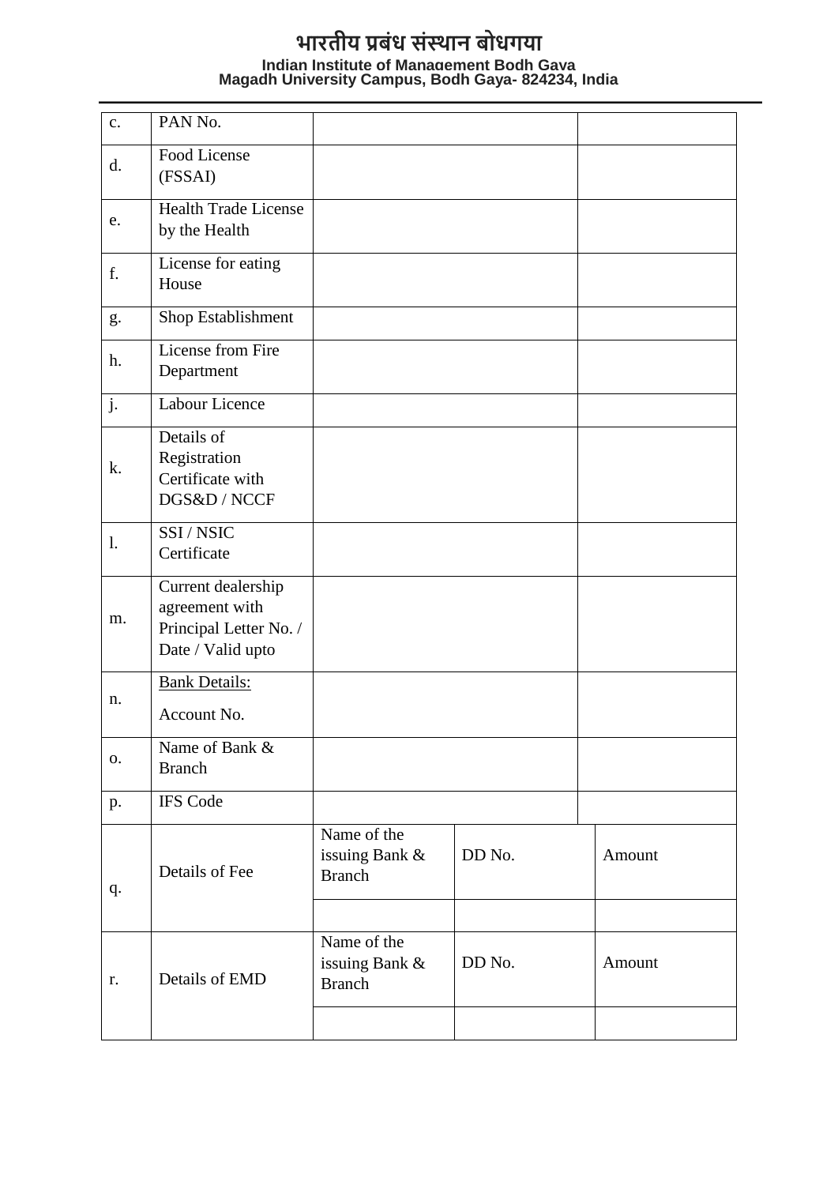| c. | PAN No. | | | |
|---|---|---|---|---|
| d. | Food License (FSSAI) | | | |
| e. | Health Trade License by the Health | | | |
| f. | License for eating House | | | |
| g. | Shop Establishment | | | |
| h. | License from Fire Department | | | |
| j. | Labour Licence | | | |
| k. | Details of Registration Certificate with DGS&D / NCCF | | | |
| l. | SSI / NSIC Certificate | | | |
| m. | Current dealership agreement with Principal Letter No. / Date / Valid upto | | | |
| n. | Bank Details: Account No. | | | |
| o. | Name of Bank & Branch | | | |
| p. | IFS Code | | | |
| q. | Details of Fee | Name of the issuing Bank & Branch | DD No. | Amount |
| | | | | |
| r. | Details of EMD | Name of the issuing Bank & Branch | DD No. | Amount |
| | | | | |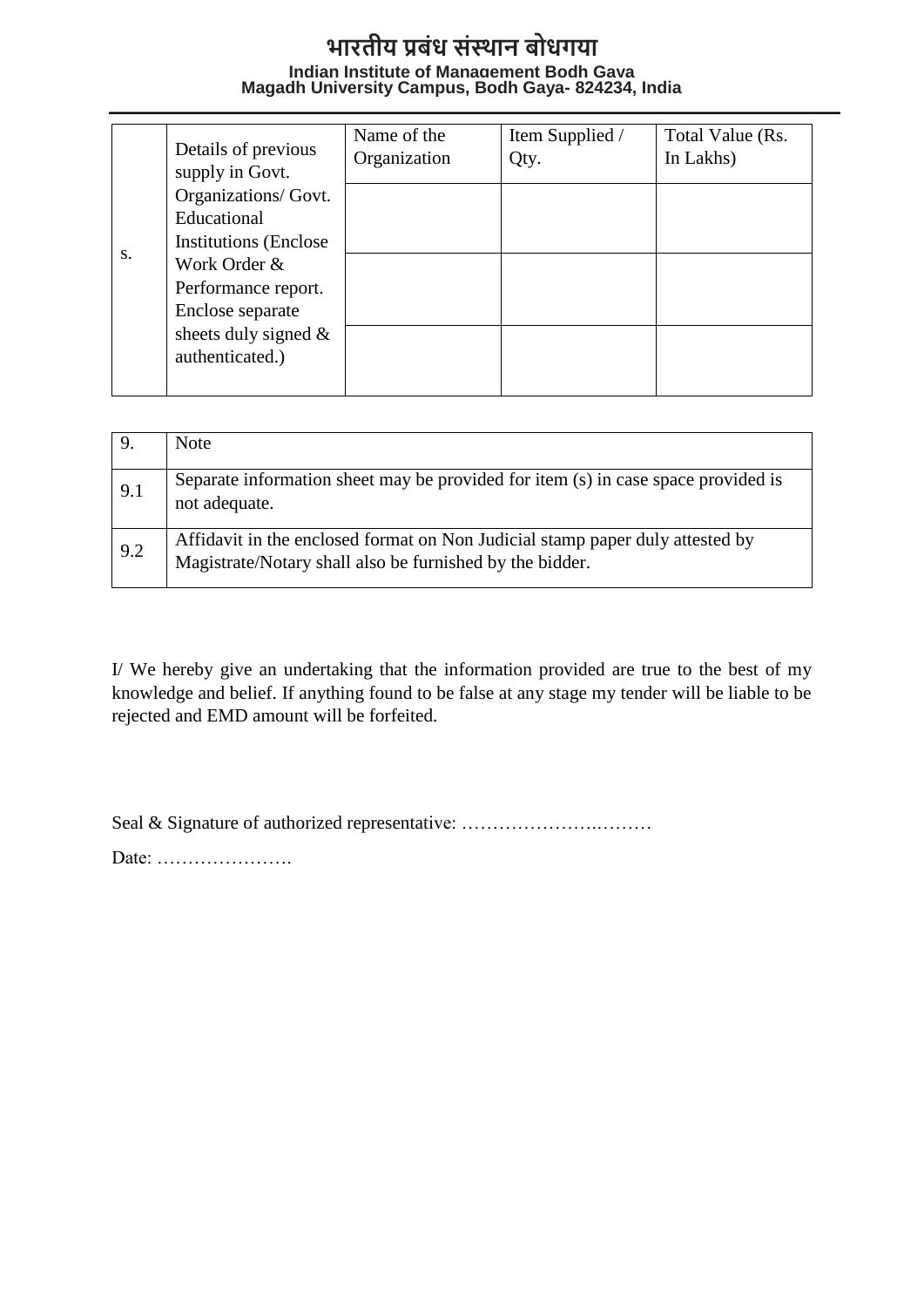# भारतीय प्रबंध संस्थान बोधगया

**Indian Institute of Management Bodh Gaya**
**Magadh University Campus, Bodh Gaya- 824234, India**

| s. | Details of previous supply in Govt. Organizations/ Govt. Educational Institutions (Enclose Work Order & Performance report. Enclose separate sheets duly signed & authenticated.) | Name of the Organization | Item Supplied / Qty. | Total Value (Rs. In Lakhs) |
|---|---|---|---|---|
| | | | | |
| | | | | |
| | | | | |

| 9. | Note |
|---|---|
| 9.1 | Separate information sheet may be provided for item (s) in case space provided is not adequate. |
| 9.2 | Affidavit in the enclosed format on Non Judicial stamp paper duly attested by Magistrate/Notary shall also be furnished by the bidder. |

I/ We hereby give an undertaking that the information provided are true to the best of my knowledge and belief. If anything found to be false at any stage my tender will be liable to be rejected and EMD amount will be forfeited.

Seal & Signature of authorized representative: ……………………..………

Date: ………………….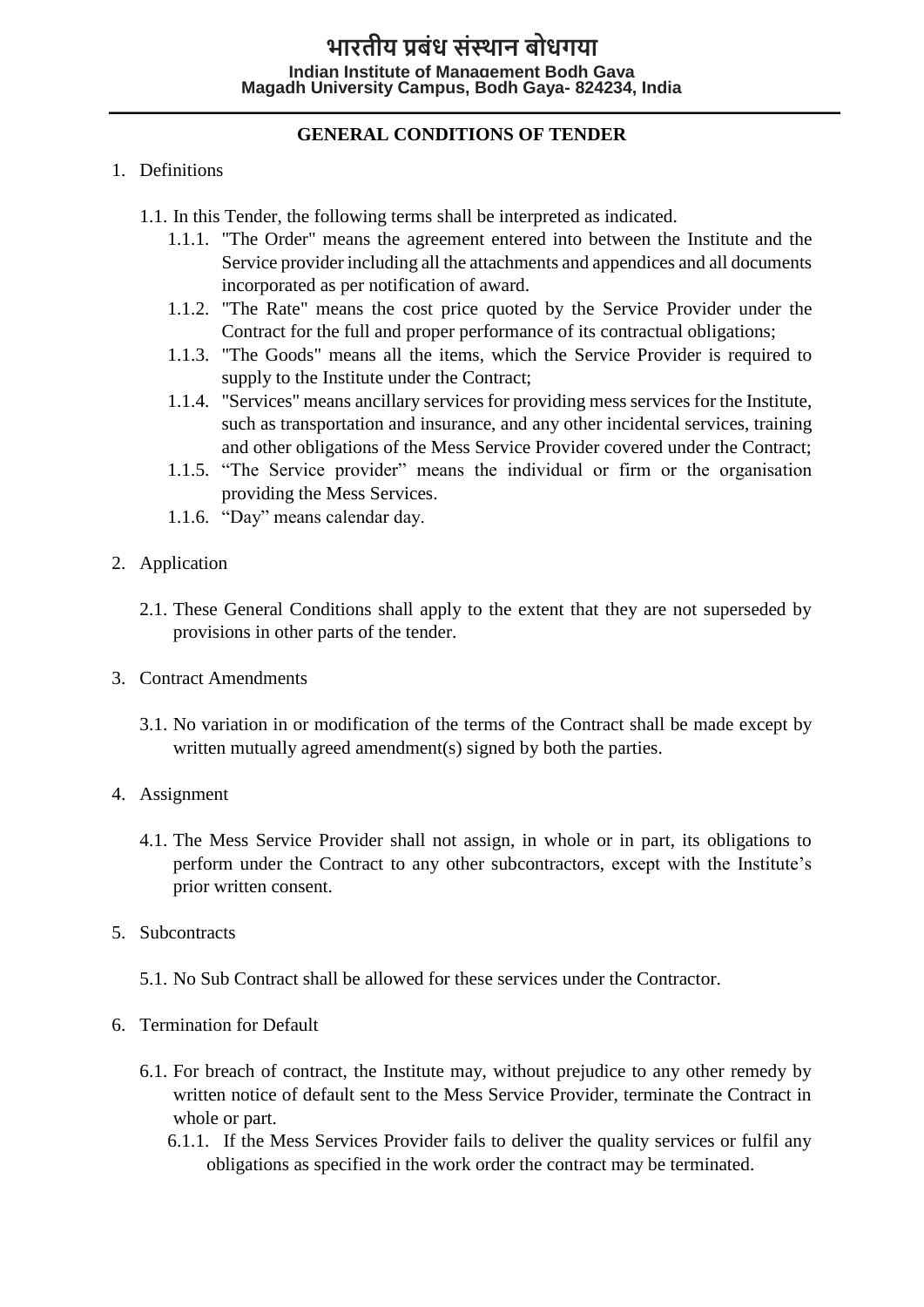# भारतीय प्रबंध संस्थान बोधगया

**Indian Institute of Management Bodh Gaya**
**Magadh University Campus, Bodh Gaya- 824234, India**

## GENERAL CONDITIONS OF TENDER

1. Definitions

   1.1. In this Tender, the following terms shall be interpreted as indicated.

   1.1.1. "The Order" means the agreement entered into between the Institute and the Service provider including all the attachments and appendices and all documents incorporated as per notification of award.

   1.1.2. "The Rate" means the cost price quoted by the Service Provider under the Contract for the full and proper performance of its contractual obligations;

   1.1.3. "The Goods" means all the items, which the Service Provider is required to supply to the Institute under the Contract;

   1.1.4. "Services" means ancillary services for providing mess services for the Institute, such as transportation and insurance, and any other incidental services, training and other obligations of the Mess Service Provider covered under the Contract;

   1.1.5. "The Service provider" means the individual or firm or the organisation providing the Mess Services.

   1.1.6. "Day" means calendar day.

2. Application

   2.1. These General Conditions shall apply to the extent that they are not superseded by provisions in other parts of the tender.

3. Contract Amendments

   3.1. No variation in or modification of the terms of the Contract shall be made except by written mutually agreed amendment(s) signed by both the parties.

4. Assignment

   4.1. The Mess Service Provider shall not assign, in whole or in part, its obligations to perform under the Contract to any other subcontractors, except with the Institute's prior written consent.

5. Subcontracts

   5.1. No Sub Contract shall be allowed for these services under the Contractor.

6. Termination for Default

   6.1. For breach of contract, the Institute may, without prejudice to any other remedy by written notice of default sent to the Mess Service Provider, terminate the Contract in whole or part.

   6.1.1. If the Mess Services Provider fails to deliver the quality services or fulfil any obligations as specified in the work order the contract may be terminated.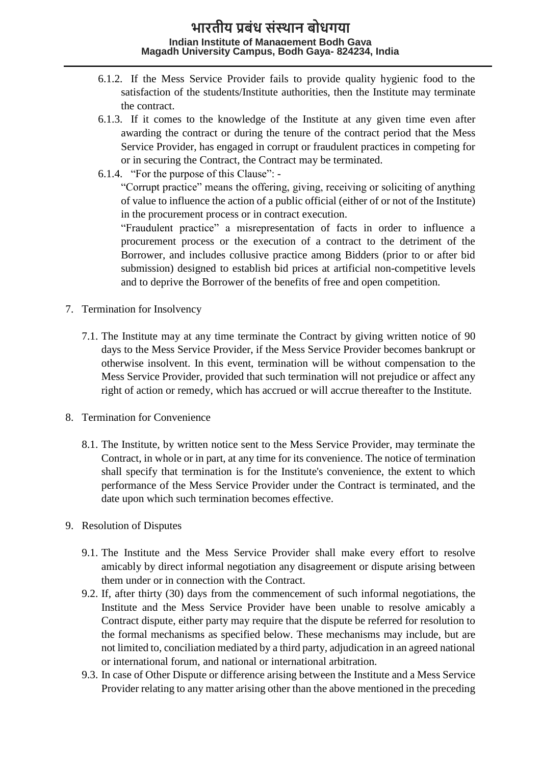6.1.2. If the Mess Service Provider fails to provide quality hygienic food to the satisfaction of the students/Institute authorities, then the Institute may terminate the contract.

6.1.3. If it comes to the knowledge of the Institute at any given time even after awarding the contract or during the tenure of the contract period that the Mess Service Provider, has engaged in corrupt or fraudulent practices in competing for or in securing the Contract, the Contract may be terminated.

6.1.4. "For the purpose of this Clause": -

"Corrupt practice" means the offering, giving, receiving or soliciting of anything of value to influence the action of a public official (either of or not of the Institute) in the procurement process or in contract execution.

"Fraudulent practice" a misrepresentation of facts in order to influence a procurement process or the execution of a contract to the detriment of the Borrower, and includes collusive practice among Bidders (prior to or after bid submission) designed to establish bid prices at artificial non-competitive levels and to deprive the Borrower of the benefits of free and open competition.

7. Termination for Insolvency

7.1. The Institute may at any time terminate the Contract by giving written notice of 90 days to the Mess Service Provider, if the Mess Service Provider becomes bankrupt or otherwise insolvent. In this event, termination will be without compensation to the Mess Service Provider, provided that such termination will not prejudice or affect any right of action or remedy, which has accrued or will accrue thereafter to the Institute.

8. Termination for Convenience

8.1. The Institute, by written notice sent to the Mess Service Provider, may terminate the Contract, in whole or in part, at any time for its convenience. The notice of termination shall specify that termination is for the Institute's convenience, the extent to which performance of the Mess Service Provider under the Contract is terminated, and the date upon which such termination becomes effective.

9. Resolution of Disputes

9.1. The Institute and the Mess Service Provider shall make every effort to resolve amicably by direct informal negotiation any disagreement or dispute arising between them under or in connection with the Contract.

9.2. If, after thirty (30) days from the commencement of such informal negotiations, the Institute and the Mess Service Provider have been unable to resolve amicably a Contract dispute, either party may require that the dispute be referred for resolution to the formal mechanisms as specified below. These mechanisms may include, but are not limited to, conciliation mediated by a third party, adjudication in an agreed national or international forum, and national or international arbitration.

9.3. In case of Other Dispute or difference arising between the Institute and a Mess Service Provider relating to any matter arising other than the above mentioned in the preceding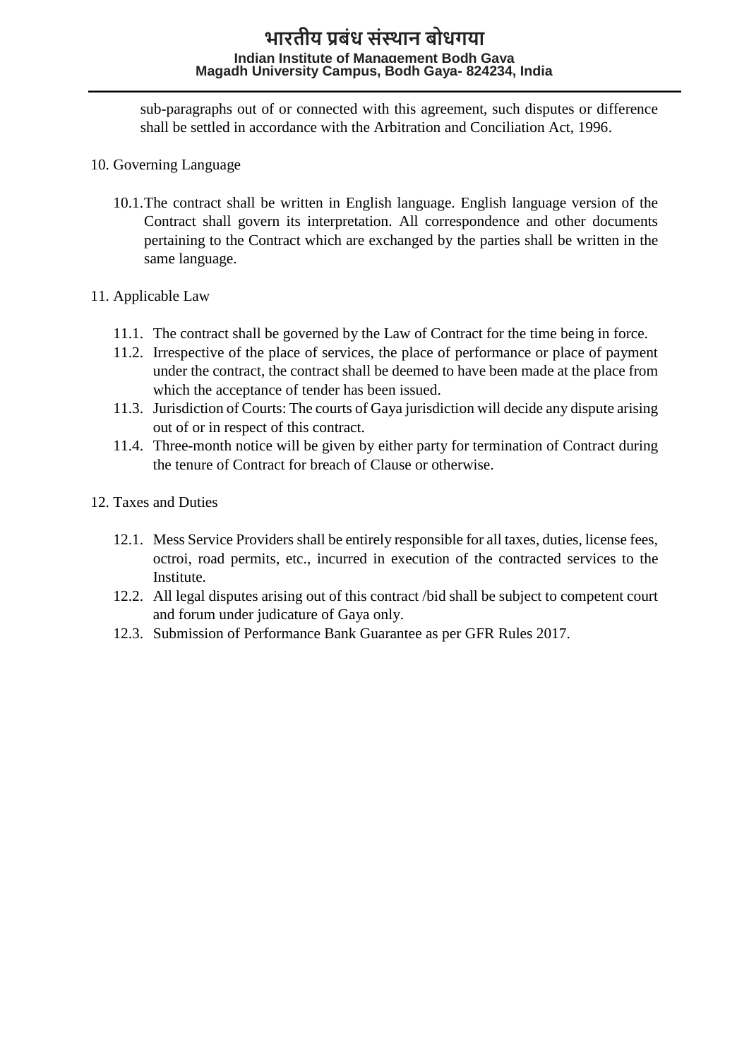sub-paragraphs out of or connected with this agreement, such disputes or difference shall be settled in accordance with the Arbitration and Conciliation Act, 1996.

10. Governing Language

    10.1. The contract shall be written in English language. English language version of the Contract shall govern its interpretation. All correspondence and other documents pertaining to the Contract which are exchanged by the parties shall be written in the same language.

11. Applicable Law

    11.1. The contract shall be governed by the Law of Contract for the time being in force.
    11.2. Irrespective of the place of services, the place of performance or place of payment under the contract, the contract shall be deemed to have been made at the place from which the acceptance of tender has been issued.
    11.3. Jurisdiction of Courts: The courts of Gaya jurisdiction will decide any dispute arising out of or in respect of this contract.
    11.4. Three-month notice will be given by either party for termination of Contract during the tenure of Contract for breach of Clause or otherwise.

12. Taxes and Duties

    12.1. Mess Service Providers shall be entirely responsible for all taxes, duties, license fees, octroi, road permits, etc., incurred in execution of the contracted services to the Institute.
    12.2. All legal disputes arising out of this contract /bid shall be subject to competent court and forum under judicature of Gaya only.
    12.3. Submission of Performance Bank Guarantee as per GFR Rules 2017.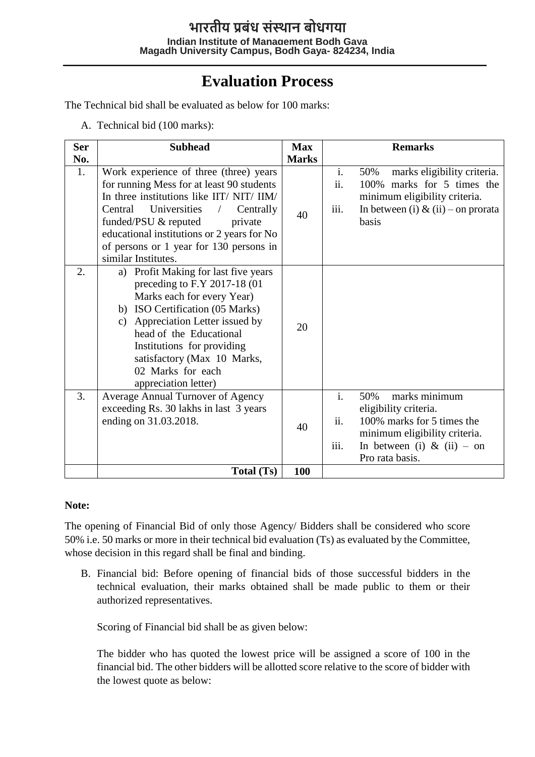# भारतीय प्रबंध संस्थान बोधगया

**Indian Institute of Management Bodh Gaya**
**Magadh University Campus, Bodh Gaya- 824234, India**

## Evaluation Process

The Technical bid shall be evaluated as below for 100 marks:

A. Technical bid (100 marks):

| Ser No. | Subhead | Max Marks | Remarks |
|---|---|---|---|
| 1. | Work experience of three (three) years for running Mess for at least 90 students In three institutions like IIT/ NIT/ IIM/ Central Universities / Centrally funded/PSU & reputed private educational institutions or 2 years for No of persons or 1 year for 130 persons in similar Institutes. | 40 | i. 50% marks eligibility criteria.<br>ii. 100% marks for 5 times the minimum eligibility criteria.<br>iii. In between (i) & (ii) – on prorata basis |
| 2. | a) Profit Making for last five years preceding to F.Y 2017-18 (01 Marks each for every Year)<br>b) ISO Certification (05 Marks)<br>c) Appreciation Letter issued by head of the Educational Institutions for providing satisfactory (Max 10 Marks, 02 Marks for each appreciation letter) | 20 | |
| 3. | Average Annual Turnover of Agency exceeding Rs. 30 lakhs in last 3 years ending on 31.03.2018. | 40 | i. 50% marks minimum eligibility criteria.<br>ii. 100% marks for 5 times the minimum eligibility criteria.<br>iii. In between (i) & (ii) – on Pro rata basis. |
| | **Total (Ts)** | **100** | |

**Note:**

The opening of Financial Bid of only those Agency/ Bidders shall be considered who score 50% i.e. 50 marks or more in their technical bid evaluation (Ts) as evaluated by the Committee, whose decision in this regard shall be final and binding.

B. Financial bid: Before opening of financial bids of those successful bidders in the technical evaluation, their marks obtained shall be made public to them or their authorized representatives.

Scoring of Financial bid shall be as given below:

The bidder who has quoted the lowest price will be assigned a score of 100 in the financial bid. The other bidders will be allotted score relative to the score of bidder with the lowest quote as below: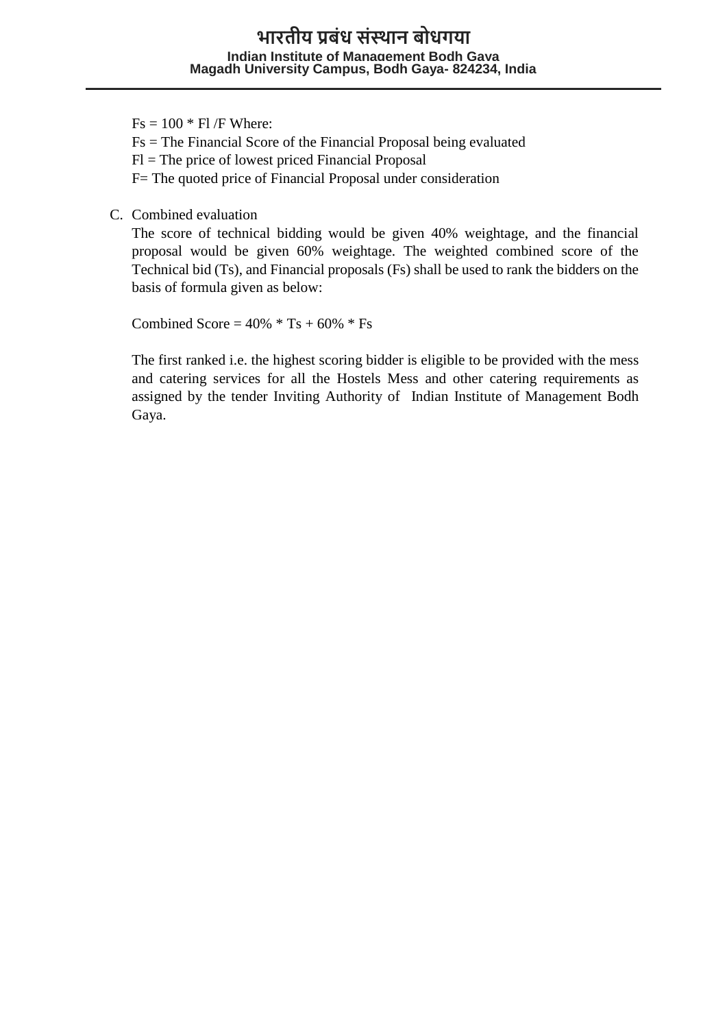$Fs = 100 * Fl / F$ Where:

$Fs$ = The Financial Score of the Financial Proposal being evaluated

$Fl$ = The price of lowest priced Financial Proposal

$F$ = The quoted price of Financial Proposal under consideration

C. Combined evaluation

The score of technical bidding would be given 40% weightage, and the financial proposal would be given 60% weightage. The weighted combined score of the Technical bid (Ts), and Financial proposals (Fs) shall be used to rank the bidders on the basis of formula given as below:

$$\text{Combined Score} = 40\% * Ts + 60\% * Fs$$

The first ranked i.e. the highest scoring bidder is eligible to be provided with the mess and catering services for all the Hostels Mess and other catering requirements as assigned by the tender Inviting Authority of Indian Institute of Management Bodh Gaya.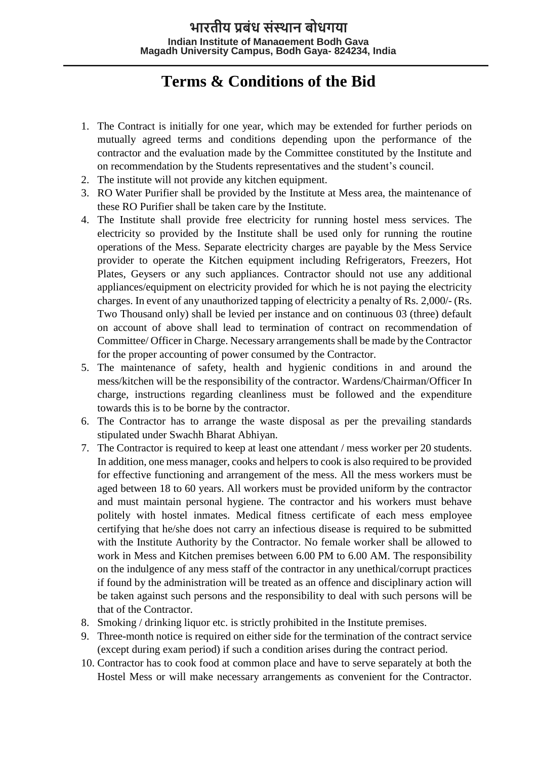# Terms & Conditions of the Bid

1. The Contract is initially for one year, which may be extended for further periods on mutually agreed terms and conditions depending upon the performance of the contractor and the evaluation made by the Committee constituted by the Institute and on recommendation by the Students representatives and the student's council.
2. The institute will not provide any kitchen equipment.
3. RO Water Purifier shall be provided by the Institute at Mess area, the maintenance of these RO Purifier shall be taken care by the Institute.
4. The Institute shall provide free electricity for running hostel mess services. The electricity so provided by the Institute shall be used only for running the routine operations of the Mess. Separate electricity charges are payable by the Mess Service provider to operate the Kitchen equipment including Refrigerators, Freezers, Hot Plates, Geysers or any such appliances. Contractor should not use any additional appliances/equipment on electricity provided for which he is not paying the electricity charges. In event of any unauthorized tapping of electricity a penalty of Rs. 2,000/- (Rs. Two Thousand only) shall be levied per instance and on continuous 03 (three) default on account of above shall lead to termination of contract on recommendation of Committee/ Officer in Charge. Necessary arrangements shall be made by the Contractor for the proper accounting of power consumed by the Contractor.
5. The maintenance of safety, health and hygienic conditions in and around the mess/kitchen will be the responsibility of the contractor. Wardens/Chairman/Officer In charge, instructions regarding cleanliness must be followed and the expenditure towards this is to be borne by the contractor.
6. The Contractor has to arrange the waste disposal as per the prevailing standards stipulated under Swachh Bharat Abhiyan.
7. The Contractor is required to keep at least one attendant / mess worker per 20 students. In addition, one mess manager, cooks and helpers to cook is also required to be provided for effective functioning and arrangement of the mess. All the mess workers must be aged between 18 to 60 years. All workers must be provided uniform by the contractor and must maintain personal hygiene. The contractor and his workers must behave politely with hostel inmates. Medical fitness certificate of each mess employee certifying that he/she does not carry an infectious disease is required to be submitted with the Institute Authority by the Contractor. No female worker shall be allowed to work in Mess and Kitchen premises between 6.00 PM to 6.00 AM. The responsibility on the indulgence of any mess staff of the contractor in any unethical/corrupt practices if found by the administration will be treated as an offence and disciplinary action will be taken against such persons and the responsibility to deal with such persons will be that of the Contractor.
8. Smoking / drinking liquor etc. is strictly prohibited in the Institute premises.
9. Three-month notice is required on either side for the termination of the contract service (except during exam period) if such a condition arises during the contract period.
10. Contractor has to cook food at common place and have to serve separately at both the Hostel Mess or will make necessary arrangements as convenient for the Contractor.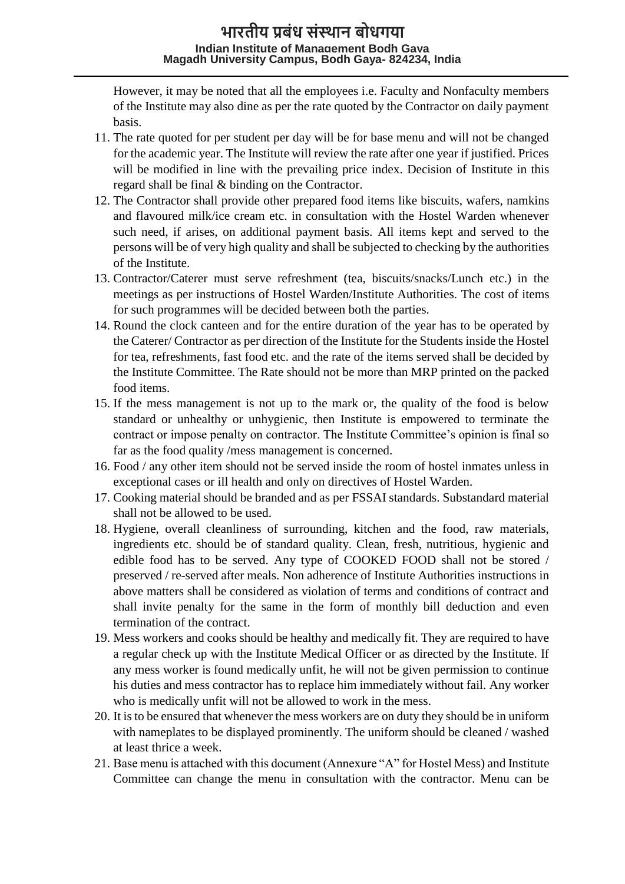However, it may be noted that all the employees i.e. Faculty and Nonfaculty members of the Institute may also dine as per the rate quoted by the Contractor on daily payment basis.

11. The rate quoted for per student per day will be for base menu and will not be changed for the academic year. The Institute will review the rate after one year if justified. Prices will be modified in line with the prevailing price index. Decision of Institute in this regard shall be final & binding on the Contractor.
12. The Contractor shall provide other prepared food items like biscuits, wafers, namkins and flavoured milk/ice cream etc. in consultation with the Hostel Warden whenever such need, if arises, on additional payment basis. All items kept and served to the persons will be of very high quality and shall be subjected to checking by the authorities of the Institute.
13. Contractor/Caterer must serve refreshment (tea, biscuits/snacks/Lunch etc.) in the meetings as per instructions of Hostel Warden/Institute Authorities. The cost of items for such programmes will be decided between both the parties.
14. Round the clock canteen and for the entire duration of the year has to be operated by the Caterer/ Contractor as per direction of the Institute for the Students inside the Hostel for tea, refreshments, fast food etc. and the rate of the items served shall be decided by the Institute Committee. The Rate should not be more than MRP printed on the packed food items.
15. If the mess management is not up to the mark or, the quality of the food is below standard or unhealthy or unhygienic, then Institute is empowered to terminate the contract or impose penalty on contractor. The Institute Committee's opinion is final so far as the food quality /mess management is concerned.
16. Food / any other item should not be served inside the room of hostel inmates unless in exceptional cases or ill health and only on directives of Hostel Warden.
17. Cooking material should be branded and as per FSSAI standards. Substandard material shall not be allowed to be used.
18. Hygiene, overall cleanliness of surrounding, kitchen and the food, raw materials, ingredients etc. should be of standard quality. Clean, fresh, nutritious, hygienic and edible food has to be served. Any type of COOKED FOOD shall not be stored / preserved / re-served after meals. Non adherence of Institute Authorities instructions in above matters shall be considered as violation of terms and conditions of contract and shall invite penalty for the same in the form of monthly bill deduction and even termination of the contract.
19. Mess workers and cooks should be healthy and medically fit. They are required to have a regular check up with the Institute Medical Officer or as directed by the Institute. If any mess worker is found medically unfit, he will not be given permission to continue his duties and mess contractor has to replace him immediately without fail. Any worker who is medically unfit will not be allowed to work in the mess.
20. It is to be ensured that whenever the mess workers are on duty they should be in uniform with nameplates to be displayed prominently. The uniform should be cleaned / washed at least thrice a week.
21. Base menu is attached with this document (Annexure "A" for Hostel Mess) and Institute Committee can change the menu in consultation with the contractor. Menu can be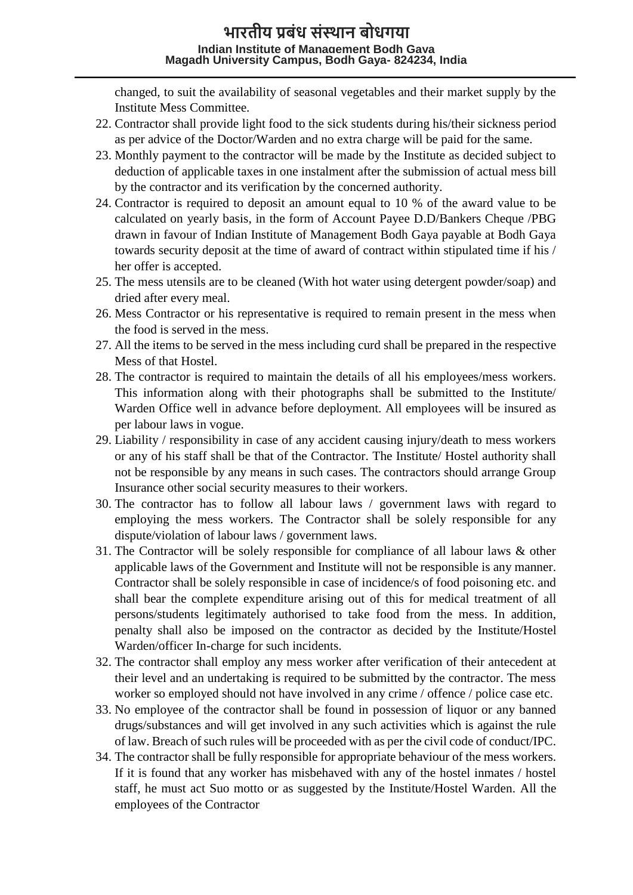changed, to suit the availability of seasonal vegetables and their market supply by the Institute Mess Committee.

22. Contractor shall provide light food to the sick students during his/their sickness period as per advice of the Doctor/Warden and no extra charge will be paid for the same.
23. Monthly payment to the contractor will be made by the Institute as decided subject to deduction of applicable taxes in one instalment after the submission of actual mess bill by the contractor and its verification by the concerned authority.
24. Contractor is required to deposit an amount equal to 10 % of the award value to be calculated on yearly basis, in the form of Account Payee D.D/Bankers Cheque /PBG drawn in favour of Indian Institute of Management Bodh Gaya payable at Bodh Gaya towards security deposit at the time of award of contract within stipulated time if his / her offer is accepted.
25. The mess utensils are to be cleaned (With hot water using detergent powder/soap) and dried after every meal.
26. Mess Contractor or his representative is required to remain present in the mess when the food is served in the mess.
27. All the items to be served in the mess including curd shall be prepared in the respective Mess of that Hostel.
28. The contractor is required to maintain the details of all his employees/mess workers. This information along with their photographs shall be submitted to the Institute/ Warden Office well in advance before deployment. All employees will be insured as per labour laws in vogue.
29. Liability / responsibility in case of any accident causing injury/death to mess workers or any of his staff shall be that of the Contractor. The Institute/ Hostel authority shall not be responsible by any means in such cases. The contractors should arrange Group Insurance other social security measures to their workers.
30. The contractor has to follow all labour laws / government laws with regard to employing the mess workers. The Contractor shall be solely responsible for any dispute/violation of labour laws / government laws.
31. The Contractor will be solely responsible for compliance of all labour laws & other applicable laws of the Government and Institute will not be responsible is any manner. Contractor shall be solely responsible in case of incidence/s of food poisoning etc. and shall bear the complete expenditure arising out of this for medical treatment of all persons/students legitimately authorised to take food from the mess. In addition, penalty shall also be imposed on the contractor as decided by the Institute/Hostel Warden/officer In-charge for such incidents.
32. The contractor shall employ any mess worker after verification of their antecedent at their level and an undertaking is required to be submitted by the contractor. The mess worker so employed should not have involved in any crime / offence / police case etc.
33. No employee of the contractor shall be found in possession of liquor or any banned drugs/substances and will get involved in any such activities which is against the rule of law. Breach of such rules will be proceeded with as per the civil code of conduct/IPC.
34. The contractor shall be fully responsible for appropriate behaviour of the mess workers. If it is found that any worker has misbehaved with any of the hostel inmates / hostel staff, he must act Suo motto or as suggested by the Institute/Hostel Warden. All the employees of the Contractor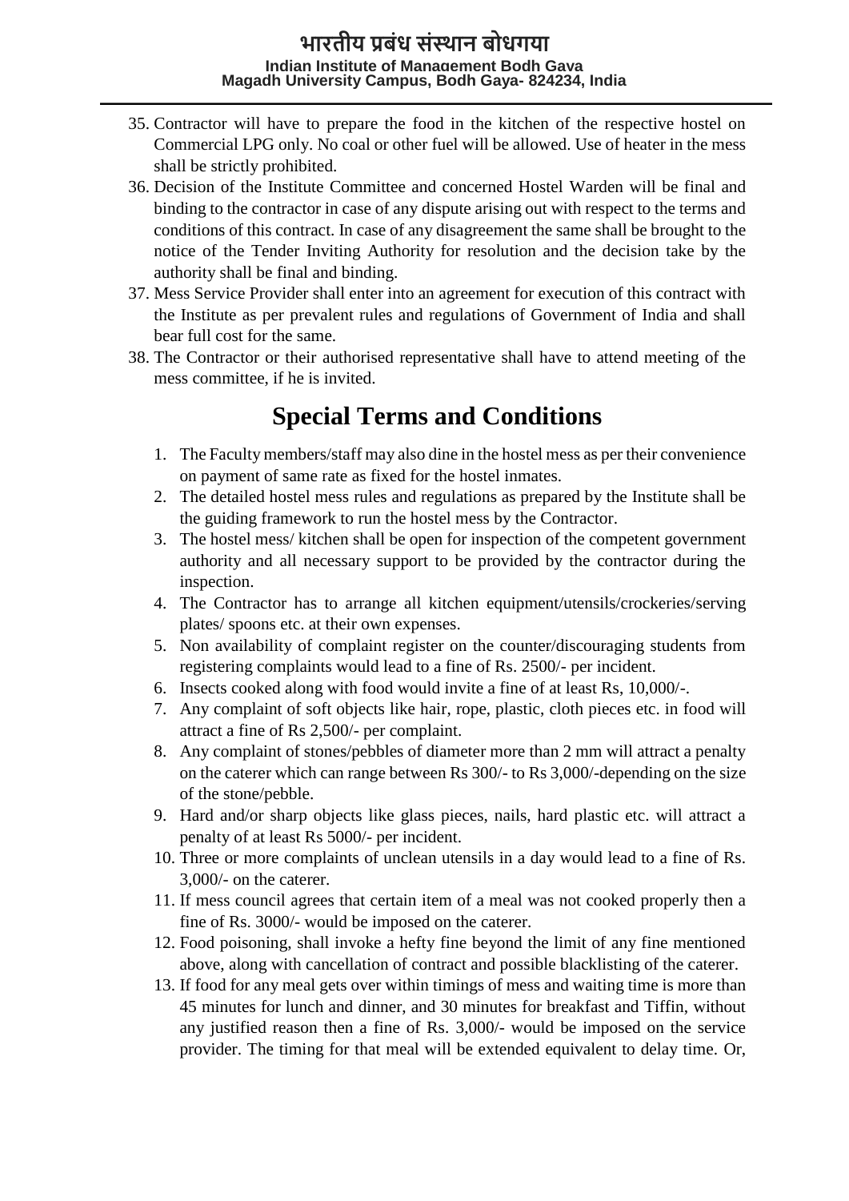35. Contractor will have to prepare the food in the kitchen of the respective hostel on Commercial LPG only. No coal or other fuel will be allowed. Use of heater in the mess shall be strictly prohibited.
36. Decision of the Institute Committee and concerned Hostel Warden will be final and binding to the contractor in case of any dispute arising out with respect to the terms and conditions of this contract. In case of any disagreement the same shall be brought to the notice of the Tender Inviting Authority for resolution and the decision take by the authority shall be final and binding.
37. Mess Service Provider shall enter into an agreement for execution of this contract with the Institute as per prevalent rules and regulations of Government of India and shall bear full cost for the same.
38. The Contractor or their authorised representative shall have to attend meeting of the mess committee, if he is invited.

# Special Terms and Conditions

1. The Faculty members/staff may also dine in the hostel mess as per their convenience on payment of same rate as fixed for the hostel inmates.
2. The detailed hostel mess rules and regulations as prepared by the Institute shall be the guiding framework to run the hostel mess by the Contractor.
3. The hostel mess/ kitchen shall be open for inspection of the competent government authority and all necessary support to be provided by the contractor during the inspection.
4. The Contractor has to arrange all kitchen equipment/utensils/crockeries/serving plates/ spoons etc. at their own expenses.
5. Non availability of complaint register on the counter/discouraging students from registering complaints would lead to a fine of Rs. 2500/- per incident.
6. Insects cooked along with food would invite a fine of at least Rs, 10,000/-.
7. Any complaint of soft objects like hair, rope, plastic, cloth pieces etc. in food will attract a fine of Rs 2,500/- per complaint.
8. Any complaint of stones/pebbles of diameter more than 2 mm will attract a penalty on the caterer which can range between Rs 300/- to Rs 3,000/-depending on the size of the stone/pebble.
9. Hard and/or sharp objects like glass pieces, nails, hard plastic etc. will attract a penalty of at least Rs 5000/- per incident.
10. Three or more complaints of unclean utensils in a day would lead to a fine of Rs. 3,000/- on the caterer.
11. If mess council agrees that certain item of a meal was not cooked properly then a fine of Rs. 3000/- would be imposed on the caterer.
12. Food poisoning, shall invoke a hefty fine beyond the limit of any fine mentioned above, along with cancellation of contract and possible blacklisting of the caterer.
13. If food for any meal gets over within timings of mess and waiting time is more than 45 minutes for lunch and dinner, and 30 minutes for breakfast and Tiffin, without any justified reason then a fine of Rs. 3,000/- would be imposed on the service provider. The timing for that meal will be extended equivalent to delay time. Or,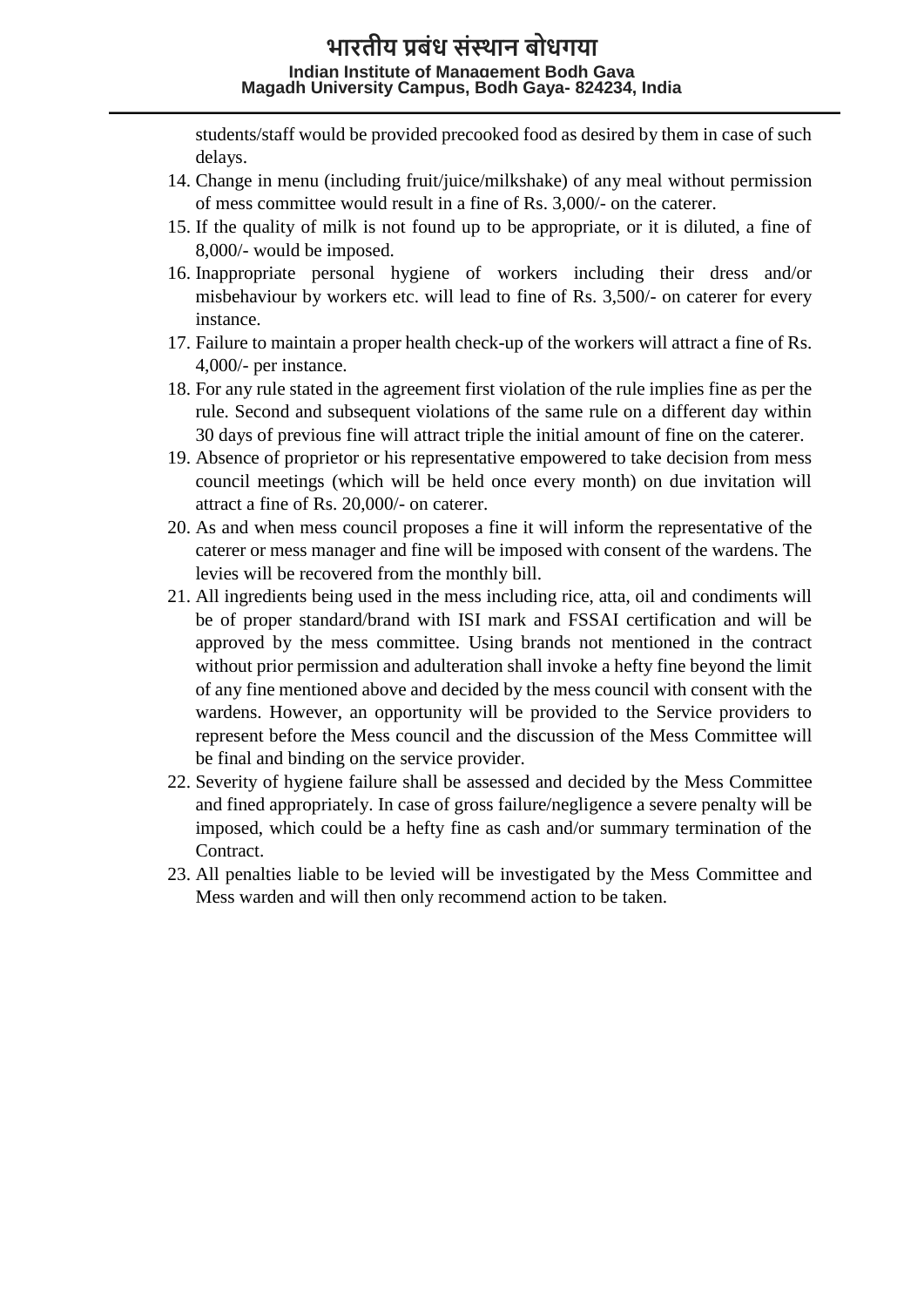students/staff would be provided precooked food as desired by them in case of such delays.

14. Change in menu (including fruit/juice/milkshake) of any meal without permission of mess committee would result in a fine of Rs. 3,000/- on the caterer.
15. If the quality of milk is not found up to be appropriate, or it is diluted, a fine of 8,000/- would be imposed.
16. Inappropriate personal hygiene of workers including their dress and/or misbehaviour by workers etc. will lead to fine of Rs. 3,500/- on caterer for every instance.
17. Failure to maintain a proper health check-up of the workers will attract a fine of Rs. 4,000/- per instance.
18. For any rule stated in the agreement first violation of the rule implies fine as per the rule. Second and subsequent violations of the same rule on a different day within 30 days of previous fine will attract triple the initial amount of fine on the caterer.
19. Absence of proprietor or his representative empowered to take decision from mess council meetings (which will be held once every month) on due invitation will attract a fine of Rs. 20,000/- on caterer.
20. As and when mess council proposes a fine it will inform the representative of the caterer or mess manager and fine will be imposed with consent of the wardens. The levies will be recovered from the monthly bill.
21. All ingredients being used in the mess including rice, atta, oil and condiments will be of proper standard/brand with ISI mark and FSSAI certification and will be approved by the mess committee. Using brands not mentioned in the contract without prior permission and adulteration shall invoke a hefty fine beyond the limit of any fine mentioned above and decided by the mess council with consent with the wardens. However, an opportunity will be provided to the Service providers to represent before the Mess council and the discussion of the Mess Committee will be final and binding on the service provider.
22. Severity of hygiene failure shall be assessed and decided by the Mess Committee and fined appropriately. In case of gross failure/negligence a severe penalty will be imposed, which could be a hefty fine as cash and/or summary termination of the Contract.
23. All penalties liable to be levied will be investigated by the Mess Committee and Mess warden and will then only recommend action to be taken.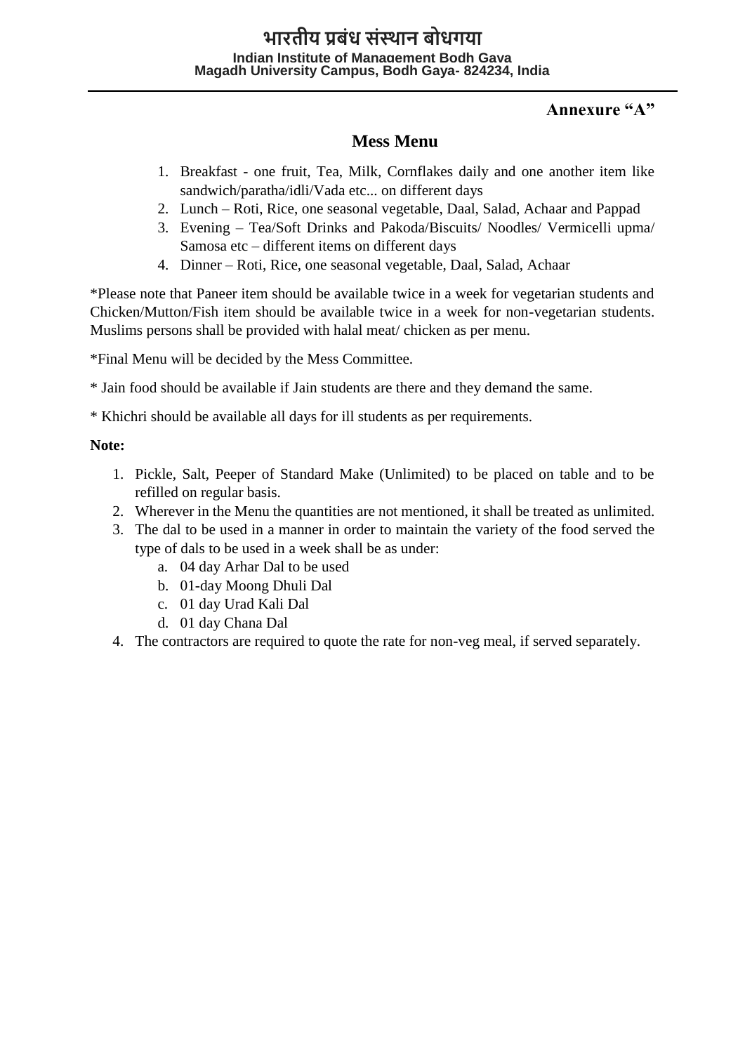Annexure "A"

## Mess Menu

1. Breakfast - one fruit, Tea, Milk, Cornflakes daily and one another item like sandwich/paratha/idli/Vada etc... on different days
2. Lunch – Roti, Rice, one seasonal vegetable, Daal, Salad, Achaar and Pappad
3. Evening – Tea/Soft Drinks and Pakoda/Biscuits/ Noodles/ Vermicelli upma/ Samosa etc – different items on different days
4. Dinner – Roti, Rice, one seasonal vegetable, Daal, Salad, Achaar

*Please note that Paneer item should be available twice in a week for vegetarian students and Chicken/Mutton/Fish item should be available twice in a week for non-vegetarian students. Muslims persons shall be provided with halal meat/ chicken as per menu.

*Final Menu will be decided by the Mess Committee.

* Jain food should be available if Jain students are there and they demand the same.

* Khichri should be available all days for ill students as per requirements.

**Note:**

1. Pickle, Salt, Peeper of Standard Make (Unlimited) to be placed on table and to be refilled on regular basis.
2. Wherever in the Menu the quantities are not mentioned, it shall be treated as unlimited.
3. The dal to be used in a manner in order to maintain the variety of the food served the type of dals to be used in a week shall be as under:
   a. 04 day Arhar Dal to be used
   b. 01-day Moong Dhuli Dal
   c. 01 day Urad Kali Dal
   d. 01 day Chana Dal
4. The contractors are required to quote the rate for non-veg meal, if served separately.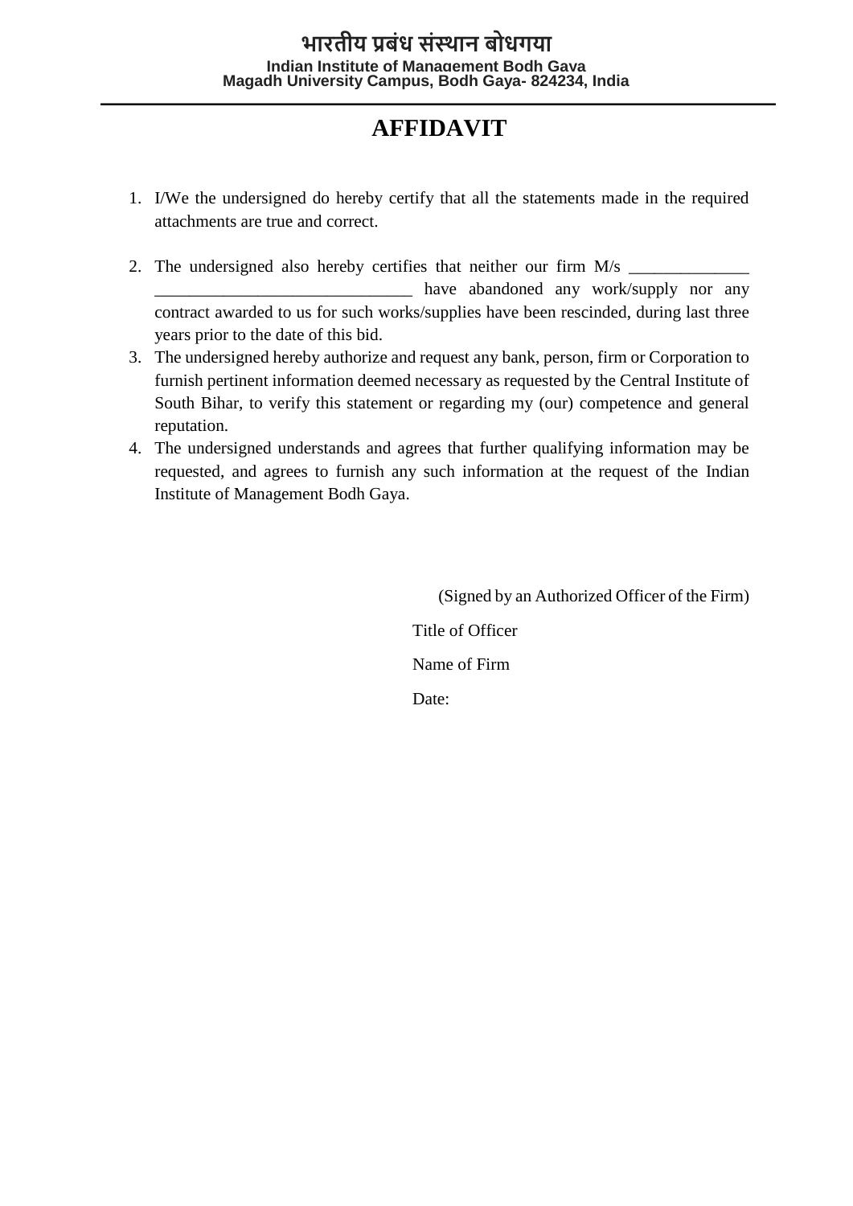भारतीय प्रबंध संस्थान बोधगया

Indian Institute of Management Bodh Gaya
Magadh University Campus, Bodh Gaya- 824234, India

# AFFIDAVIT

1. I/We the undersigned do hereby certify that all the statements made in the required attachments are true and correct.

2. The undersigned also hereby certifies that neither our firm M/s ______________ ______________________________ have abandoned any work/supply nor any contract awarded to us for such works/supplies have been rescinded, during last three years prior to the date of this bid.
3. The undersigned hereby authorize and request any bank, person, firm or Corporation to furnish pertinent information deemed necessary as requested by the Central Institute of South Bihar, to verify this statement or regarding my (our) competence and general reputation.
4. The undersigned understands and agrees that further qualifying information may be requested, and agrees to furnish any such information at the request of the Indian Institute of Management Bodh Gaya.

(Signed by an Authorized Officer of the Firm)

Title of Officer

Name of Firm

Date: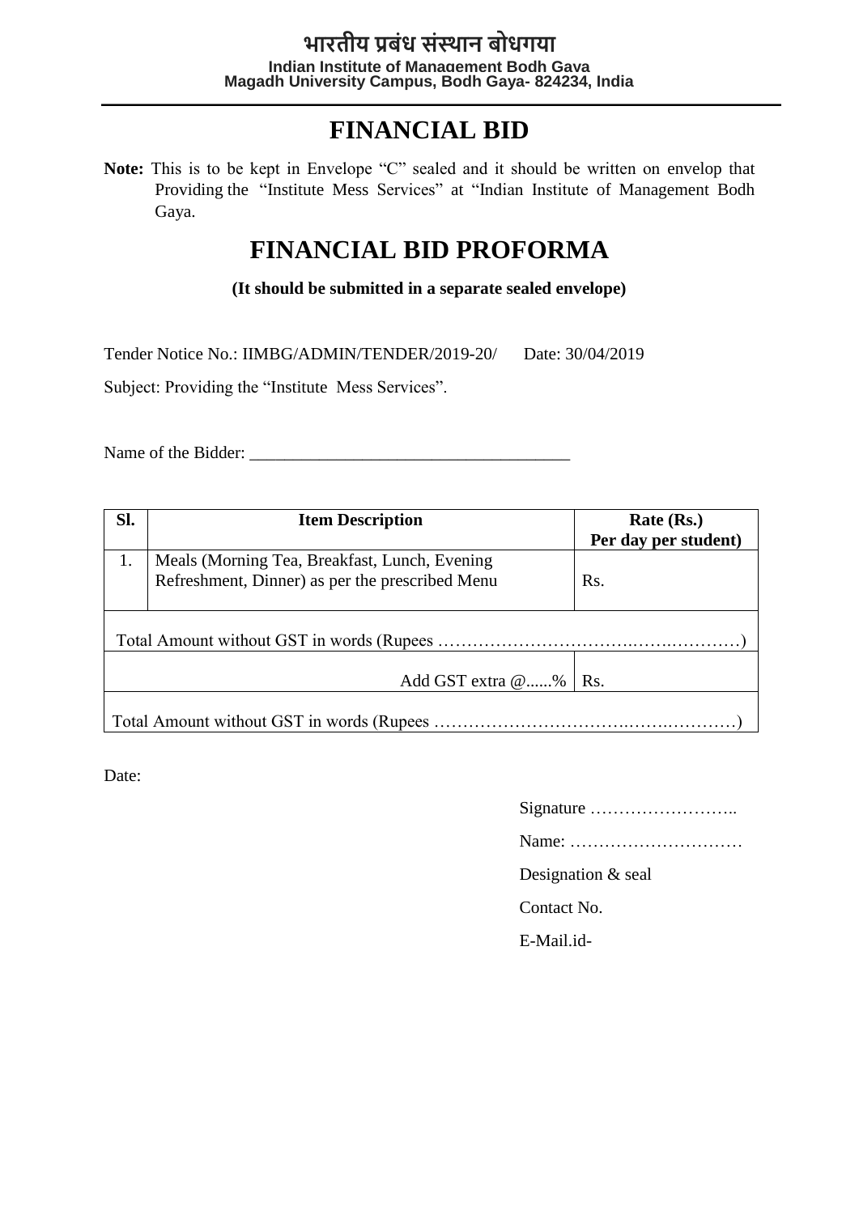भारतीय प्रबंध संस्थान बोधगया

**Indian Institute of Management Bodh Gaya**
**Magadh University Campus, Bodh Gaya- 824234, India**

# FINANCIAL BID

**Note:** This is to be kept in Envelope "C" sealed and it should be written on envelop that Providing the "Institute Mess Services" at "Indian Institute of Management Bodh Gaya.

# FINANCIAL BID PROFORMA

**(It should be submitted in a separate sealed envelope)**

Tender Notice No.: IIMBG/ADMIN/TENDER/2019-20/ Date: 30/04/2019

Subject: Providing the "Institute Mess Services".

Name of the Bidder: ____________________________________

| Sl. | Item Description | Rate (Rs.) Per day per student) |
|---|---|---|
| 1. | Meals (Morning Tea, Breakfast, Lunch, Evening Refreshment, Dinner) as per the prescribed Menu | Rs. |
| Total Amount without GST in words (Rupees ……………………………….…….…………) | | |
| | Add GST extra @......% | Rs. |
| Total Amount without GST in words (Rupees ……………………………….…….…………) | | |

Date:

Signature ……………………..

Name: …………………………

Designation & seal

Contact No.

E-Mail.id-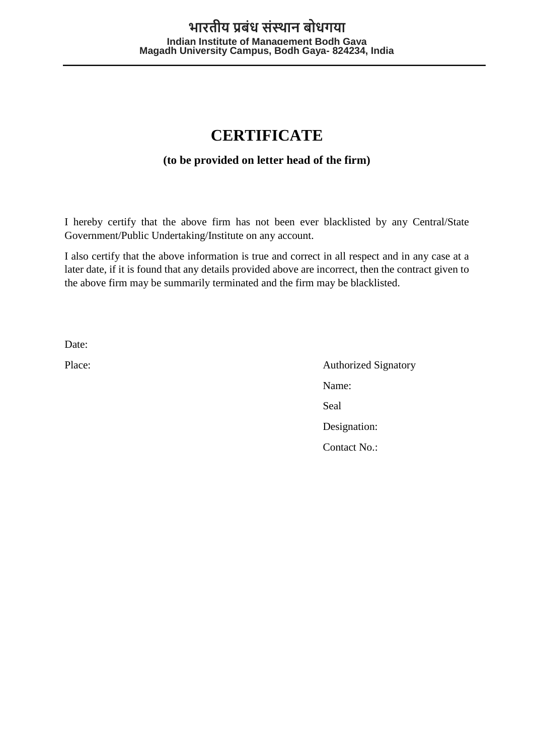भारतीय प्रबंध संस्थान बोधगया

Indian Institute of Management Bodh Gaya
Magadh University Campus, Bodh Gaya- 824234, India

# CERTIFICATE

**(to be provided on letter head of the firm)**

I hereby certify that the above firm has not been ever blacklisted by any Central/State Government/Public Undertaking/Institute on any account.

I also certify that the above information is true and correct in all respect and in any case at a later date, if it is found that any details provided above are incorrect, then the contract given to the above firm may be summarily terminated and the firm may be blacklisted.

Date:

Place:

Authorized Signatory

Name:

Seal

Designation:

Contact No.: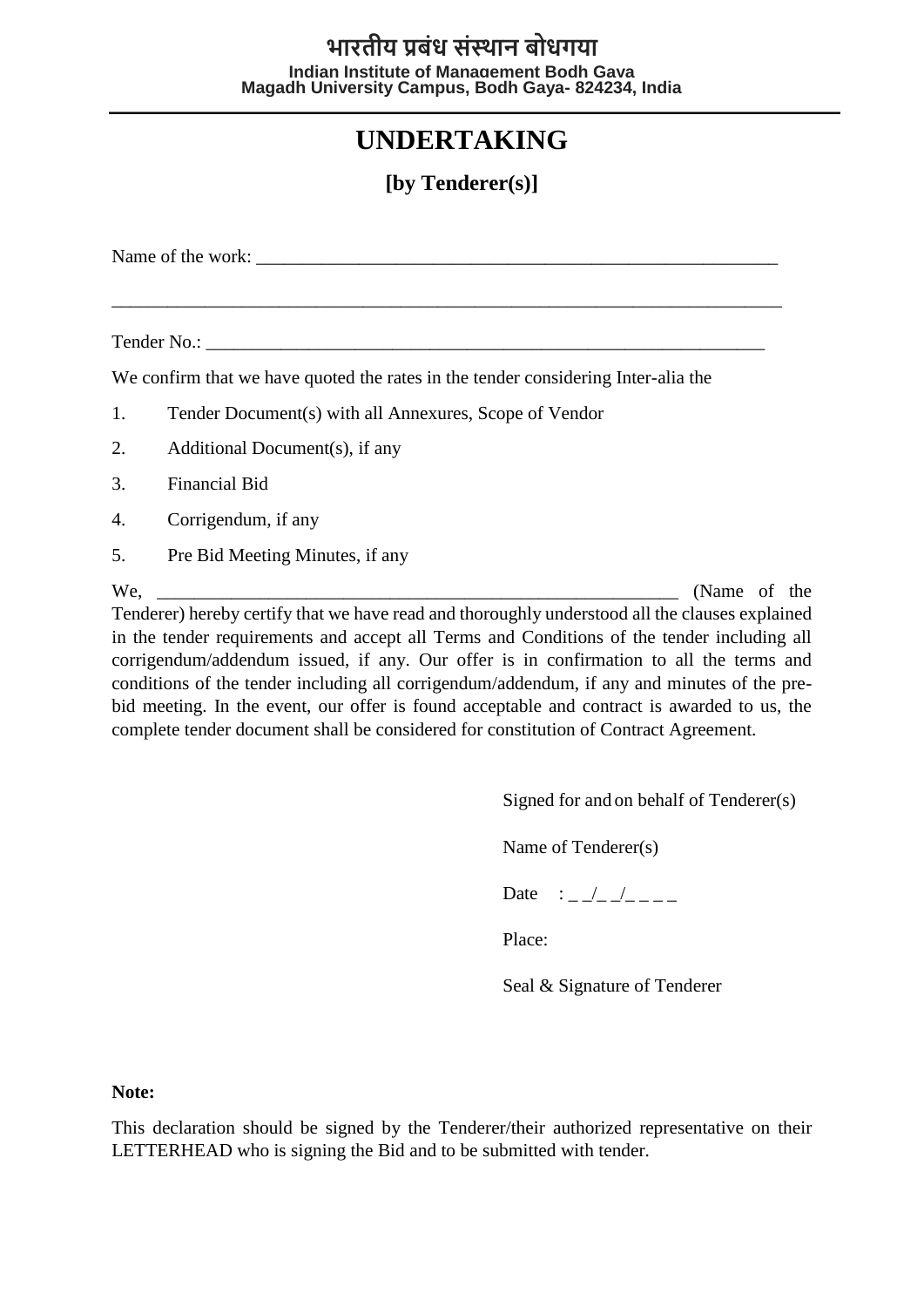भारतीय प्रबंध संस्थान बोधगया

Indian Institute of Management Bodh Gaya
Magadh University Campus, Bodh Gaya- 824234, India

# UNDERTAKING

## [by Tenderer(s)]

Name of the work: _______________________________________________________

_________________________________________________________________________

Tender No.: ____________________________________________________________

We confirm that we have quoted the rates in the tender considering Inter-alia the

1. Tender Document(s) with all Annexures, Scope of Vendor
2. Additional Document(s), if any
3. Financial Bid
4. Corrigendum, if any
5. Pre Bid Meeting Minutes, if any

We, _______________________________________________________ (Name of the Tenderer) hereby certify that we have read and thoroughly understood all the clauses explained in the tender requirements and accept all Terms and Conditions of the tender including all corrigendum/addendum issued, if any. Our offer is in confirmation to all the terms and conditions of the tender including all corrigendum/addendum, if any and minutes of the pre-bid meeting. In the event, our offer is found acceptable and contract is awarded to us, the complete tender document shall be considered for constitution of Contract Agreement.

Signed for and on behalf of Tenderer(s)

Name of Tenderer(s)

Date : _ _/_ _/_ _ _ _

Place:

Seal & Signature of Tenderer

**Note:**

This declaration should be signed by the Tenderer/their authorized representative on their LETTERHEAD who is signing the Bid and to be submitted with tender.